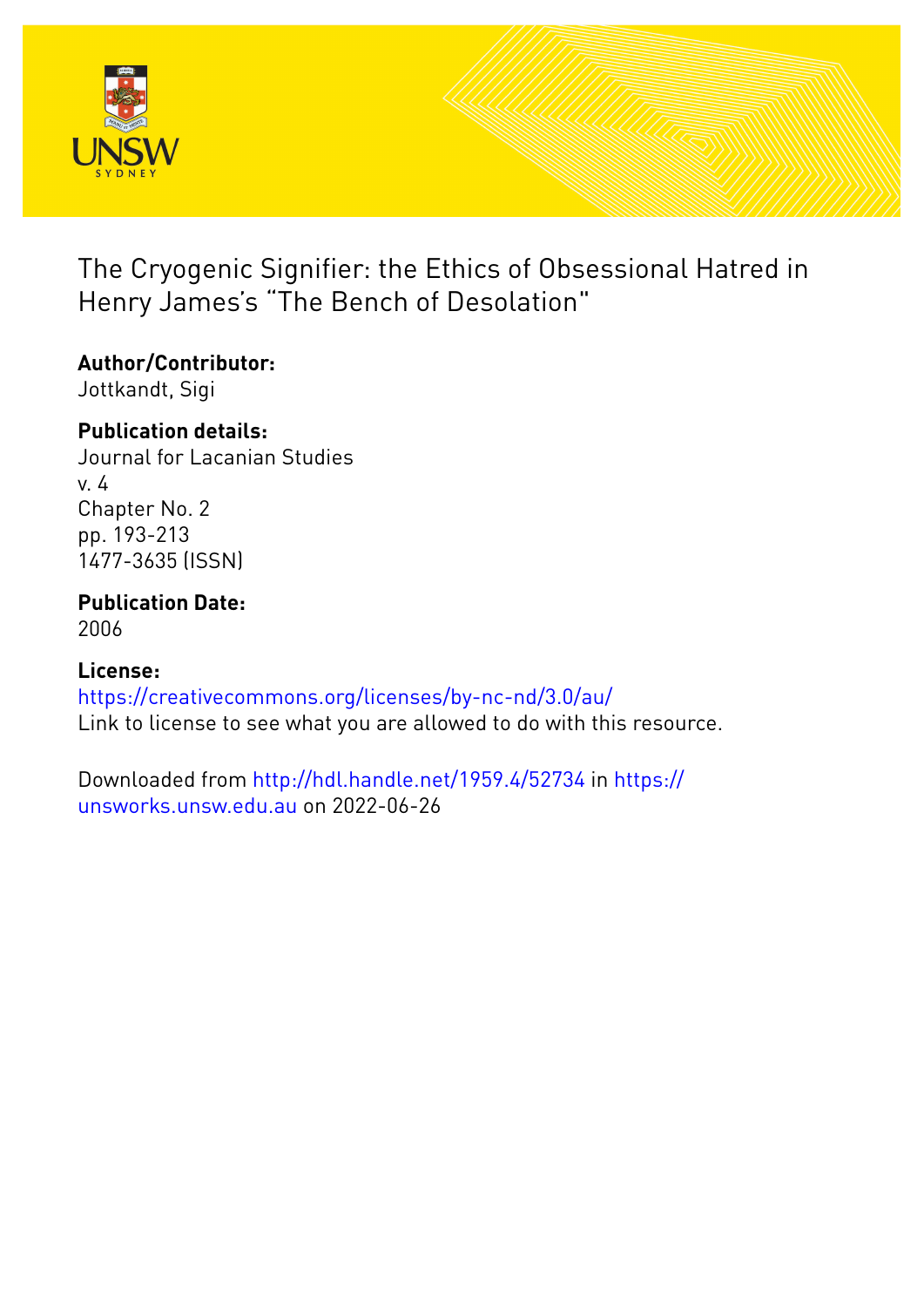# The Cryogenic Signifier: the Ethics of Obsessional Hatred in Henry James's "The Bench of Desolation"

**Author/Contributor:**
Jottkandt, Sigi

**Publication details:**
Journal for Lacanian Studies
v. 4
Chapter No. 2
pp. 193-213
1477-3635 (ISSN)

**Publication Date:**
2006

**License:**
https://creativecommons.org/licenses/by-nc-nd/3.0/au/
Link to license to see what you are allowed to do with this resource.

Downloaded from http://hdl.handle.net/1959.4/52734 in https://unsworks.unsw.edu.au on 2022-06-26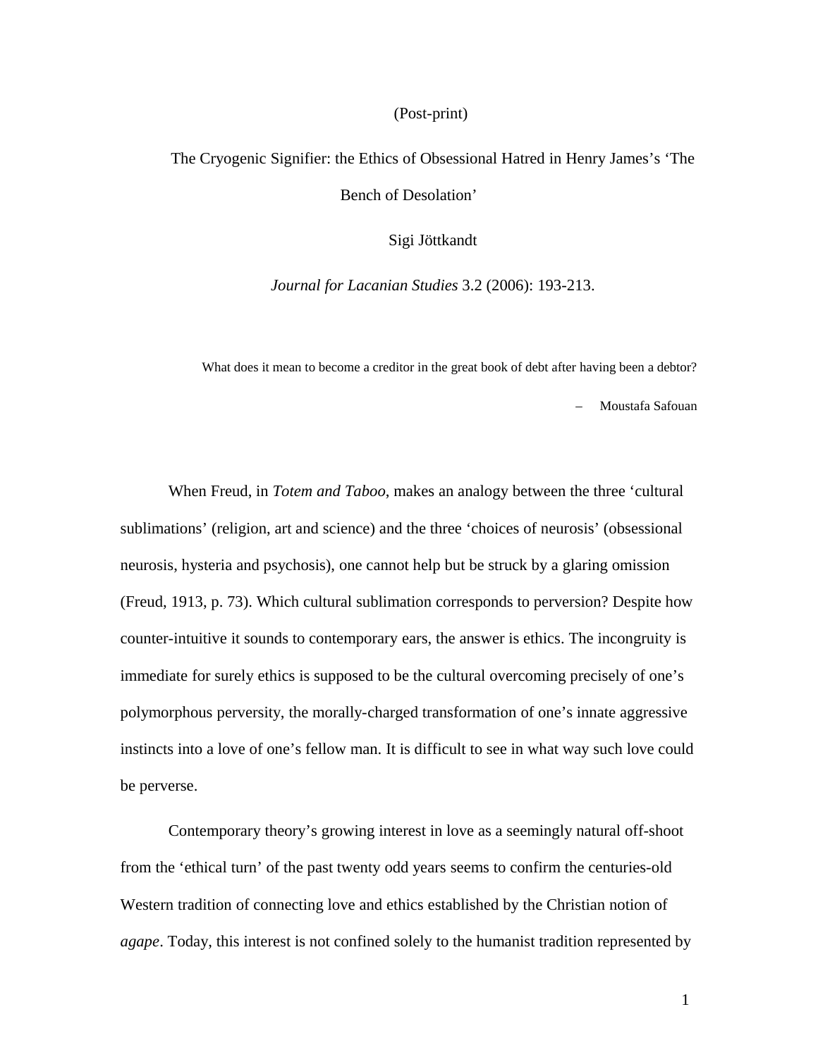(Post-print)

# The Cryogenic Signifier: the Ethics of Obsessional Hatred in Henry James's 'The Bench of Desolation'

Sigi Jöttkandt

*Journal for Lacanian Studies* 3.2 (2006): 193-213.

> What does it mean to become a creditor in the great book of debt after having been a debtor?
>
> – Moustafa Safouan

When Freud, in *Totem and Taboo*, makes an analogy between the three 'cultural sublimations' (religion, art and science) and the three 'choices of neurosis' (obsessional neurosis, hysteria and psychosis), one cannot help but be struck by a glaring omission (Freud, 1913, p. 73). Which cultural sublimation corresponds to perversion? Despite how counter-intuitive it sounds to contemporary ears, the answer is ethics. The incongruity is immediate for surely ethics is supposed to be the cultural overcoming precisely of one's polymorphous perversity, the morally-charged transformation of one's innate aggressive instincts into a love of one's fellow man. It is difficult to see in what way such love could be perverse.

Contemporary theory's growing interest in love as a seemingly natural off-shoot from the 'ethical turn' of the past twenty odd years seems to confirm the centuries-old Western tradition of connecting love and ethics established by the Christian notion of *agape*. Today, this interest is not confined solely to the humanist tradition represented by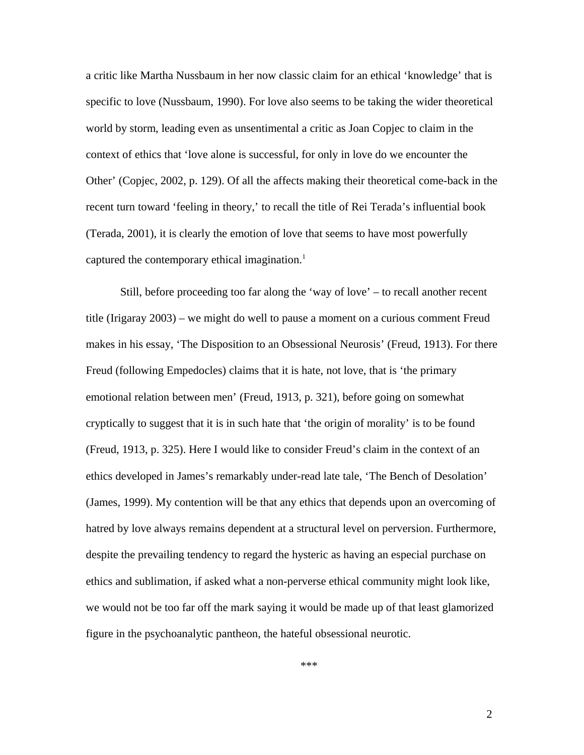a critic like Martha Nussbaum in her now classic claim for an ethical 'knowledge' that is specific to love (Nussbaum, 1990). For love also seems to be taking the wider theoretical world by storm, leading even as unsentimental a critic as Joan Copjec to claim in the context of ethics that 'love alone is successful, for only in love do we encounter the Other' (Copjec, 2002, p. 129). Of all the affects making their theoretical come-back in the recent turn toward 'feeling in theory,' to recall the title of Rei Terada's influential book (Terada, 2001), it is clearly the emotion of love that seems to have most powerfully captured the contemporary ethical imagination.[1]

Still, before proceeding too far along the 'way of love' – to recall another recent title (Irigaray 2003) – we might do well to pause a moment on a curious comment Freud makes in his essay, 'The Disposition to an Obsessional Neurosis' (Freud, 1913). For there Freud (following Empedocles) claims that it is hate, not love, that is 'the primary emotional relation between men' (Freud, 1913, p. 321), before going on somewhat cryptically to suggest that it is in such hate that 'the origin of morality' is to be found (Freud, 1913, p. 325). Here I would like to consider Freud's claim in the context of an ethics developed in James's remarkably under-read late tale, 'The Bench of Desolation' (James, 1999). My contention will be that any ethics that depends upon an overcoming of hatred by love always remains dependent at a structural level on perversion. Furthermore, despite the prevailing tendency to regard the hysteric as having an especial purchase on ethics and sublimation, if asked what a non-perverse ethical community might look like, we would not be too far off the mark saying it would be made up of that least glamorized figure in the psychoanalytic pantheon, the hateful obsessional neurotic.

***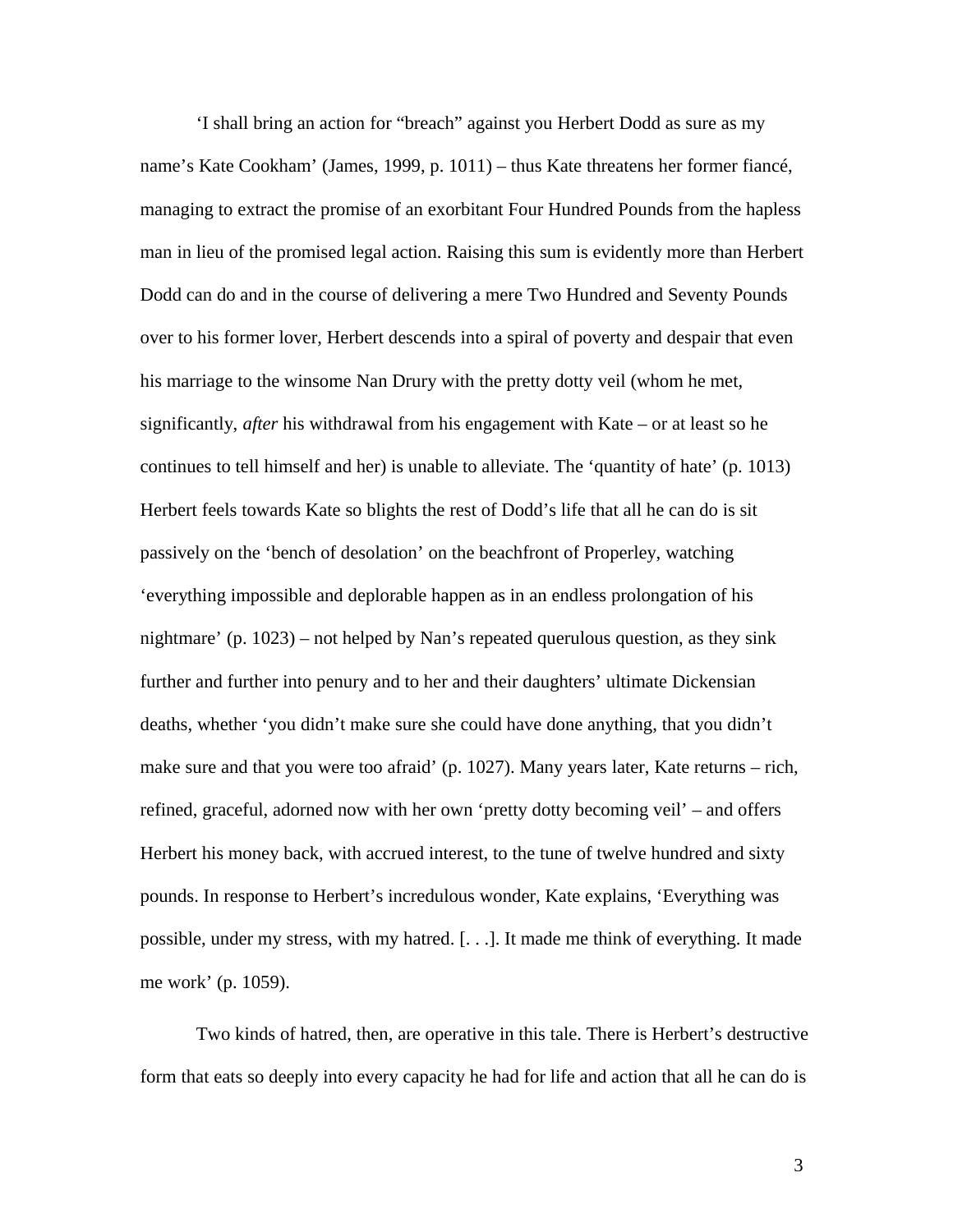‘I shall bring an action for “breach” against you Herbert Dodd as sure as my name’s Kate Cookham’ (James, 1999, p. 1011) – thus Kate threatens her former fiancé, managing to extract the promise of an exorbitant Four Hundred Pounds from the hapless man in lieu of the promised legal action. Raising this sum is evidently more than Herbert Dodd can do and in the course of delivering a mere Two Hundred and Seventy Pounds over to his former lover, Herbert descends into a spiral of poverty and despair that even his marriage to the winsome Nan Drury with the pretty dotty veil (whom he met, significantly, *after* his withdrawal from his engagement with Kate – or at least so he continues to tell himself and her) is unable to alleviate. The ‘quantity of hate’ (p. 1013) Herbert feels towards Kate so blights the rest of Dodd’s life that all he can do is sit passively on the ‘bench of desolation’ on the beachfront of Properley, watching ‘everything impossible and deplorable happen as in an endless prolongation of his nightmare’ (p. 1023) – not helped by Nan’s repeated querulous question, as they sink further and further into penury and to her and their daughters’ ultimate Dickensian deaths, whether ‘you didn’t make sure she could have done anything, that you didn’t make sure and that you were too afraid’ (p. 1027). Many years later, Kate returns – rich, refined, graceful, adorned now with her own ‘pretty dotty becoming veil’ – and offers Herbert his money back, with accrued interest, to the tune of twelve hundred and sixty pounds. In response to Herbert’s incredulous wonder, Kate explains, ‘Everything was possible, under my stress, with my hatred. [. . .]. It made me think of everything. It made me work’ (p. 1059).

Two kinds of hatred, then, are operative in this tale. There is Herbert’s destructive form that eats so deeply into every capacity he had for life and action that all he can do is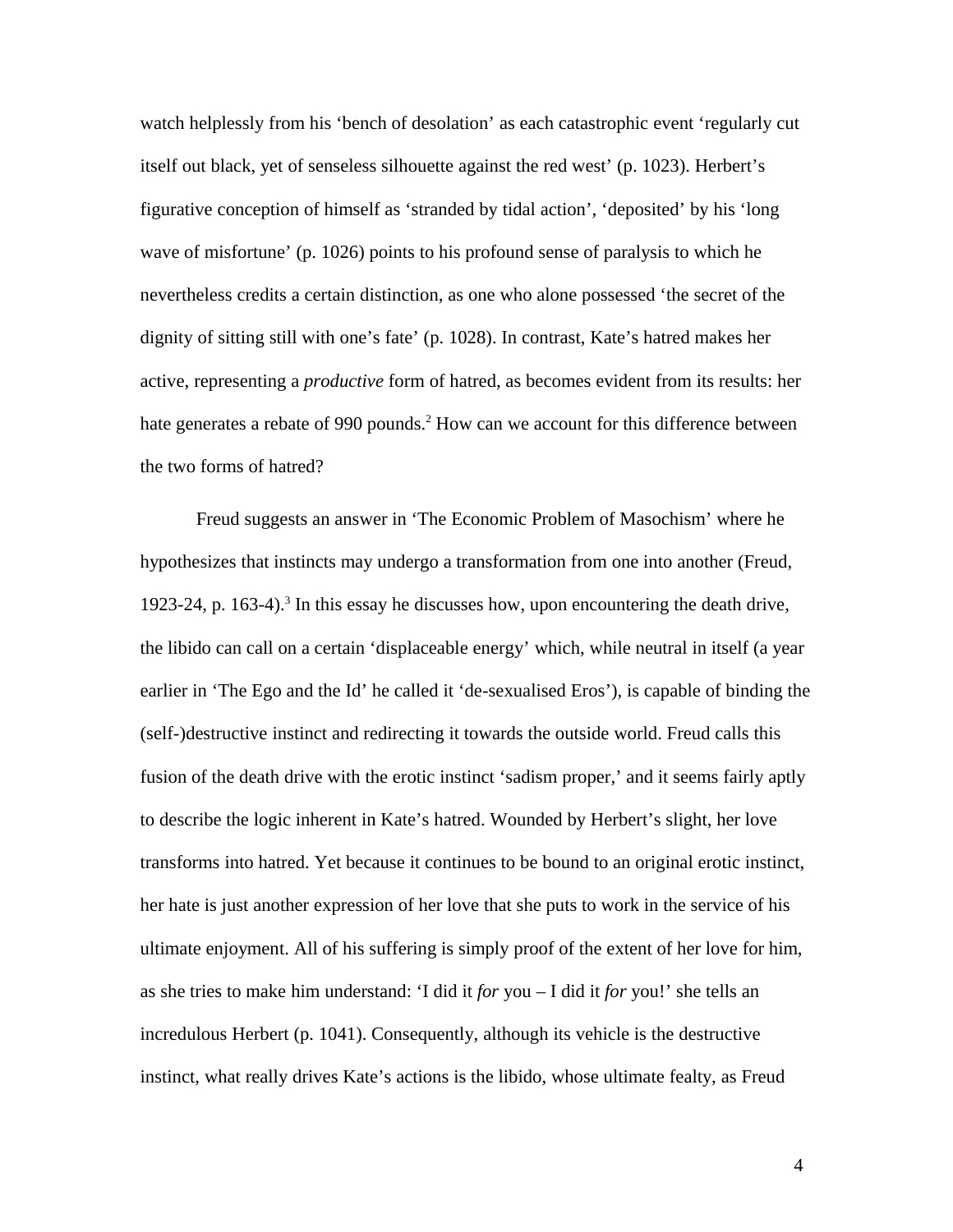watch helplessly from his 'bench of desolation' as each catastrophic event 'regularly cut itself out black, yet of senseless silhouette against the red west' (p. 1023). Herbert's figurative conception of himself as 'stranded by tidal action', 'deposited' by his 'long wave of misfortune' (p. 1026) points to his profound sense of paralysis to which he nevertheless credits a certain distinction, as one who alone possessed 'the secret of the dignity of sitting still with one's fate' (p. 1028). In contrast, Kate's hatred makes her active, representing a *productive* form of hatred, as becomes evident from its results: her hate generates a rebate of 990 pounds.[2] How can we account for this difference between the two forms of hatred?

Freud suggests an answer in 'The Economic Problem of Masochism' where he hypothesizes that instincts may undergo a transformation from one into another (Freud, 1923-24, p. 163-4).[3] In this essay he discusses how, upon encountering the death drive, the libido can call on a certain 'displaceable energy' which, while neutral in itself (a year earlier in 'The Ego and the Id' he called it 'de-sexualised Eros'), is capable of binding the (self-)destructive instinct and redirecting it towards the outside world. Freud calls this fusion of the death drive with the erotic instinct 'sadism proper,' and it seems fairly aptly to describe the logic inherent in Kate's hatred. Wounded by Herbert's slight, her love transforms into hatred. Yet because it continues to be bound to an original erotic instinct, her hate is just another expression of her love that she puts to work in the service of his ultimate enjoyment. All of his suffering is simply proof of the extent of her love for him, as she tries to make him understand: 'I did it *for* you – I did it *for* you!' she tells an incredulous Herbert (p. 1041). Consequently, although its vehicle is the destructive instinct, what really drives Kate's actions is the libido, whose ultimate fealty, as Freud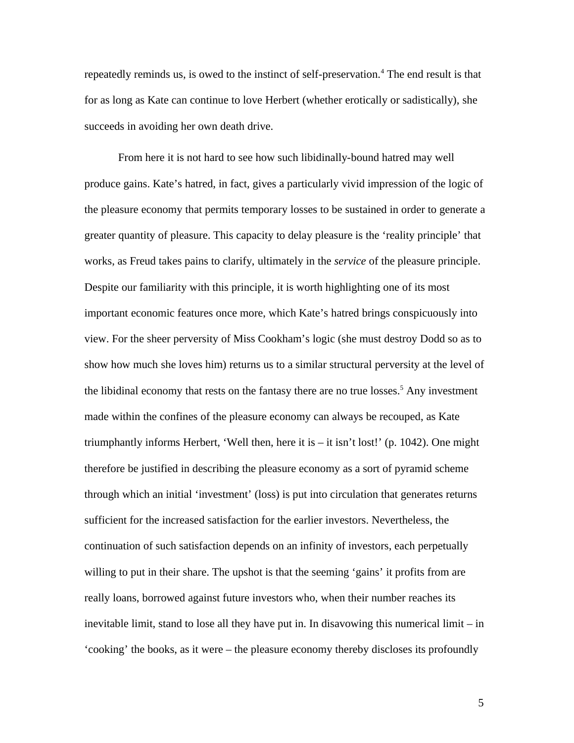repeatedly reminds us, is owed to the instinct of self-preservation.[4] The end result is that for as long as Kate can continue to love Herbert (whether erotically or sadistically), she succeeds in avoiding her own death drive.

From here it is not hard to see how such libidinally-bound hatred may well produce gains. Kate's hatred, in fact, gives a particularly vivid impression of the logic of the pleasure economy that permits temporary losses to be sustained in order to generate a greater quantity of pleasure. This capacity to delay pleasure is the 'reality principle' that works, as Freud takes pains to clarify, ultimately in the *service* of the pleasure principle. Despite our familiarity with this principle, it is worth highlighting one of its most important economic features once more, which Kate's hatred brings conspicuously into view. For the sheer perversity of Miss Cookham's logic (she must destroy Dodd so as to show how much she loves him) returns us to a similar structural perversity at the level of the libidinal economy that rests on the fantasy there are no true losses.[5] Any investment made within the confines of the pleasure economy can always be recouped, as Kate triumphantly informs Herbert, 'Well then, here it is – it isn't lost!' (p. 1042). One might therefore be justified in describing the pleasure economy as a sort of pyramid scheme through which an initial 'investment' (loss) is put into circulation that generates returns sufficient for the increased satisfaction for the earlier investors. Nevertheless, the continuation of such satisfaction depends on an infinity of investors, each perpetually willing to put in their share. The upshot is that the seeming 'gains' it profits from are really loans, borrowed against future investors who, when their number reaches its inevitable limit, stand to lose all they have put in. In disavowing this numerical limit – in 'cooking' the books, as it were – the pleasure economy thereby discloses its profoundly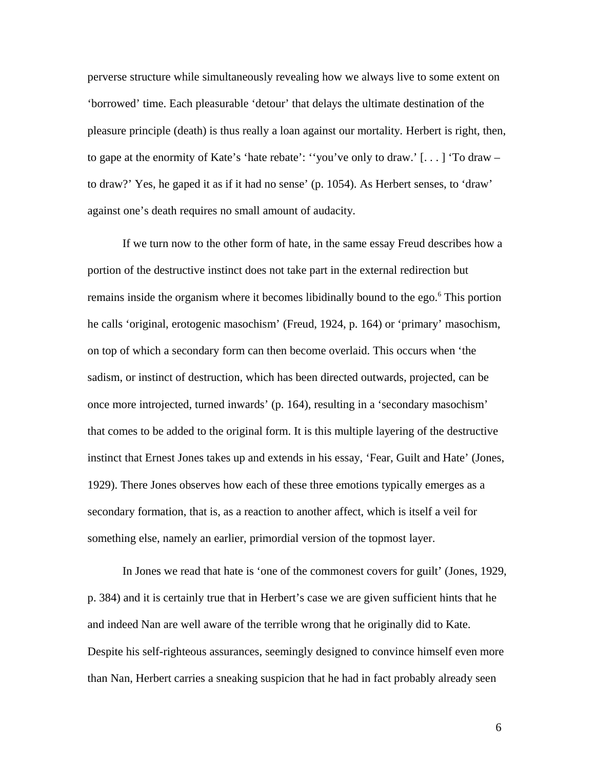perverse structure while simultaneously revealing how we always live to some extent on 'borrowed' time. Each pleasurable 'detour' that delays the ultimate destination of the pleasure principle (death) is thus really a loan against our mortality. Herbert is right, then, to gape at the enormity of Kate's 'hate rebate': ''you've only to draw.' [. . . ] 'To draw – to draw?' Yes, he gaped it as if it had no sense' (p. 1054). As Herbert senses, to 'draw' against one's death requires no small amount of audacity.

If we turn now to the other form of hate, in the same essay Freud describes how a portion of the destructive instinct does not take part in the external redirection but remains inside the organism where it becomes libidinally bound to the ego.[6] This portion he calls 'original, erotogenic masochism' (Freud, 1924, p. 164) or 'primary' masochism, on top of which a secondary form can then become overlaid. This occurs when 'the sadism, or instinct of destruction, which has been directed outwards, projected, can be once more introjected, turned inwards' (p. 164), resulting in a 'secondary masochism' that comes to be added to the original form. It is this multiple layering of the destructive instinct that Ernest Jones takes up and extends in his essay, 'Fear, Guilt and Hate' (Jones, 1929). There Jones observes how each of these three emotions typically emerges as a secondary formation, that is, as a reaction to another affect, which is itself a veil for something else, namely an earlier, primordial version of the topmost layer.

In Jones we read that hate is 'one of the commonest covers for guilt' (Jones, 1929, p. 384) and it is certainly true that in Herbert's case we are given sufficient hints that he and indeed Nan are well aware of the terrible wrong that he originally did to Kate. Despite his self-righteous assurances, seemingly designed to convince himself even more than Nan, Herbert carries a sneaking suspicion that he had in fact probably already seen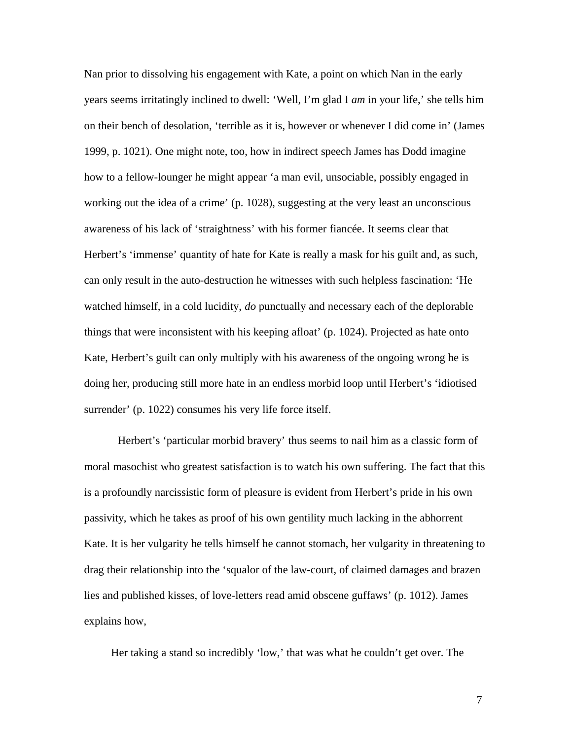Nan prior to dissolving his engagement with Kate, a point on which Nan in the early years seems irritatingly inclined to dwell: 'Well, I'm glad I *am* in your life,' she tells him on their bench of desolation, 'terrible as it is, however or whenever I did come in' (James 1999, p. 1021). One might note, too, how in indirect speech James has Dodd imagine how to a fellow-lounger he might appear 'a man evil, unsociable, possibly engaged in working out the idea of a crime' (p. 1028), suggesting at the very least an unconscious awareness of his lack of 'straightness' with his former fiancée. It seems clear that Herbert's 'immense' quantity of hate for Kate is really a mask for his guilt and, as such, can only result in the auto-destruction he witnesses with such helpless fascination: 'He watched himself, in a cold lucidity, *do* punctually and necessary each of the deplorable things that were inconsistent with his keeping afloat' (p. 1024). Projected as hate onto Kate, Herbert's guilt can only multiply with his awareness of the ongoing wrong he is doing her, producing still more hate in an endless morbid loop until Herbert's 'idiotised surrender' (p. 1022) consumes his very life force itself.

Herbert's 'particular morbid bravery' thus seems to nail him as a classic form of moral masochist who greatest satisfaction is to watch his own suffering. The fact that this is a profoundly narcissistic form of pleasure is evident from Herbert's pride in his own passivity, which he takes as proof of his own gentility much lacking in the abhorrent Kate. It is her vulgarity he tells himself he cannot stomach, her vulgarity in threatening to drag their relationship into the 'squalor of the law-court, of claimed damages and brazen lies and published kisses, of love-letters read amid obscene guffaws' (p. 1012). James explains how,

> Her taking a stand so incredibly 'low,' that was what he couldn't get over. The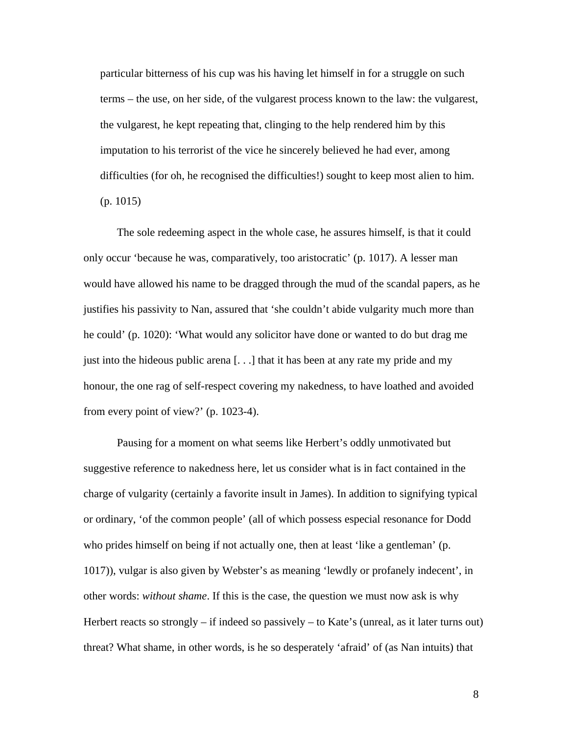> particular bitterness of his cup was his having let himself in for a struggle on such terms – the use, on her side, of the vulgarest process known to the law: the vulgarest, the vulgarest, he kept repeating that, clinging to the help rendered him by this imputation to his terrorist of the vice he sincerely believed he had ever, among difficulties (for oh, he recognised the difficulties!) sought to keep most alien to him. (p. 1015)

The sole redeeming aspect in the whole case, he assures himself, is that it could only occur 'because he was, comparatively, too aristocratic' (p. 1017). A lesser man would have allowed his name to be dragged through the mud of the scandal papers, as he justifies his passivity to Nan, assured that 'she couldn't abide vulgarity much more than he could' (p. 1020): 'What would any solicitor have done or wanted to do but drag me just into the hideous public arena [. . .] that it has been at any rate my pride and my honour, the one rag of self-respect covering my nakedness, to have loathed and avoided from every point of view?' (p. 1023-4).

Pausing for a moment on what seems like Herbert's oddly unmotivated but suggestive reference to nakedness here, let us consider what is in fact contained in the charge of vulgarity (certainly a favorite insult in James). In addition to signifying typical or ordinary, 'of the common people' (all of which possess especial resonance for Dodd who prides himself on being if not actually one, then at least 'like a gentleman' (p. 1017)), vulgar is also given by Webster's as meaning 'lewdly or profanely indecent', in other words: *without shame*. If this is the case, the question we must now ask is why Herbert reacts so strongly – if indeed so passively – to Kate's (unreal, as it later turns out) threat? What shame, in other words, is he so desperately 'afraid' of (as Nan intuits) that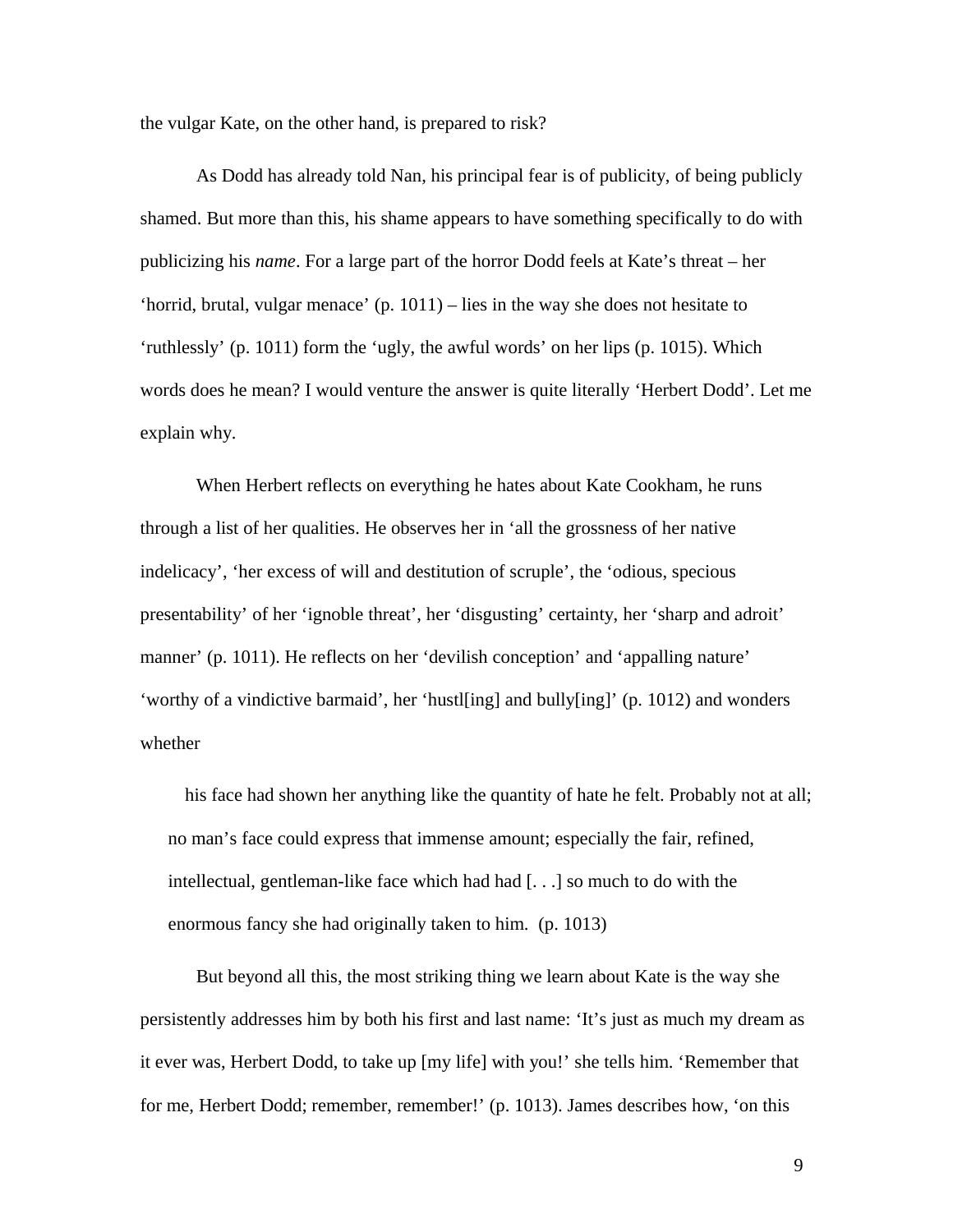the vulgar Kate, on the other hand, is prepared to risk?

As Dodd has already told Nan, his principal fear is of publicity, of being publicly shamed. But more than this, his shame appears to have something specifically to do with publicizing his *name*. For a large part of the horror Dodd feels at Kate's threat – her 'horrid, brutal, vulgar menace' (p. 1011) – lies in the way she does not hesitate to 'ruthlessly' (p. 1011) form the 'ugly, the awful words' on her lips (p. 1015). Which words does he mean? I would venture the answer is quite literally 'Herbert Dodd'. Let me explain why.

When Herbert reflects on everything he hates about Kate Cookham, he runs through a list of her qualities. He observes her in 'all the grossness of her native indelicacy', 'her excess of will and destitution of scruple', the 'odious, specious presentability' of her 'ignoble threat', her 'disgusting' certainty, her 'sharp and adroit' manner' (p. 1011). He reflects on her 'devilish conception' and 'appalling nature' 'worthy of a vindictive barmaid', her 'hustl[ing] and bully[ing]' (p. 1012) and wonders whether

> his face had shown her anything like the quantity of hate he felt. Probably not at all; no man's face could express that immense amount; especially the fair, refined, intellectual, gentleman-like face which had had [. . .] so much to do with the enormous fancy she had originally taken to him. (p. 1013)

But beyond all this, the most striking thing we learn about Kate is the way she persistently addresses him by both his first and last name: 'It's just as much my dream as it ever was, Herbert Dodd, to take up [my life] with you!' she tells him. 'Remember that for me, Herbert Dodd; remember, remember!' (p. 1013). James describes how, 'on this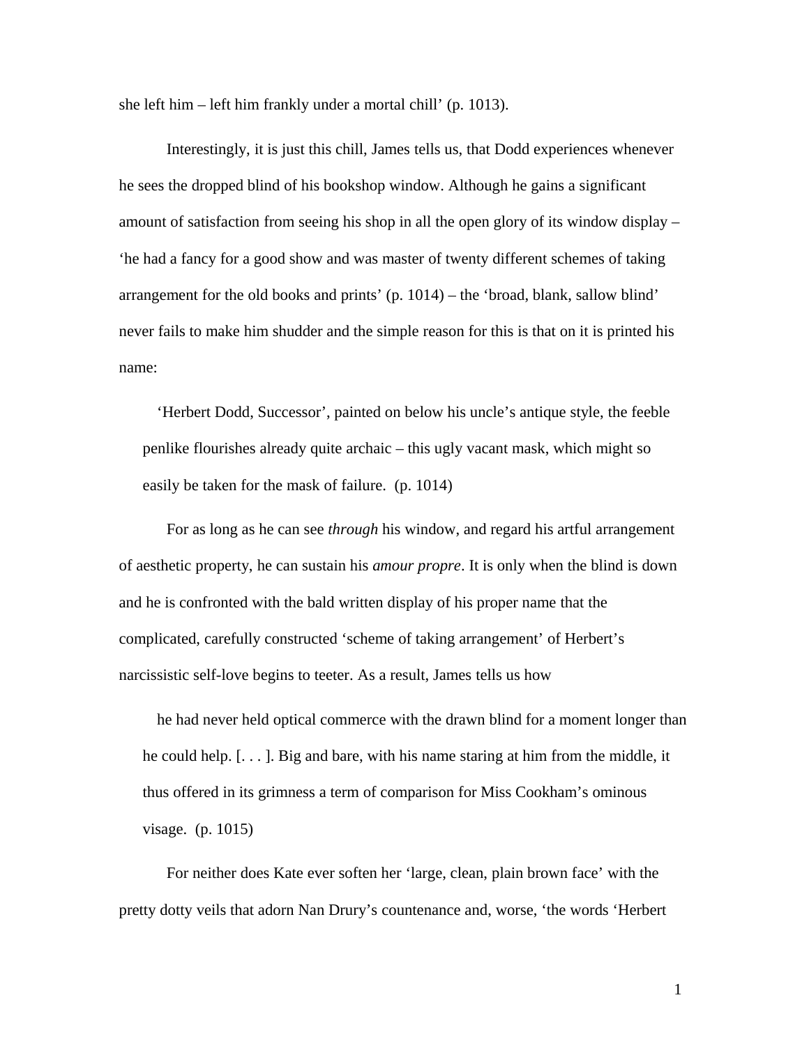she left him – left him frankly under a mortal chill' (p. 1013).

Interestingly, it is just this chill, James tells us, that Dodd experiences whenever he sees the dropped blind of his bookshop window. Although he gains a significant amount of satisfaction from seeing his shop in all the open glory of its window display – 'he had a fancy for a good show and was master of twenty different schemes of taking arrangement for the old books and prints' (p. 1014) – the 'broad, blank, sallow blind' never fails to make him shudder and the simple reason for this is that on it is printed his name:

> 'Herbert Dodd, Successor', painted on below his uncle's antique style, the feeble penlike flourishes already quite archaic – this ugly vacant mask, which might so easily be taken for the mask of failure. (p. 1014)

For as long as he can see *through* his window, and regard his artful arrangement of aesthetic property, he can sustain his *amour propre*. It is only when the blind is down and he is confronted with the bald written display of his proper name that the complicated, carefully constructed 'scheme of taking arrangement' of Herbert's narcissistic self-love begins to teeter. As a result, James tells us how

> he had never held optical commerce with the drawn blind for a moment longer than he could help. [. . . ]. Big and bare, with his name staring at him from the middle, it thus offered in its grimness a term of comparison for Miss Cookham's ominous visage. (p. 1015)

For neither does Kate ever soften her 'large, clean, plain brown face' with the pretty dotty veils that adorn Nan Drury's countenance and, worse, 'the words 'Herbert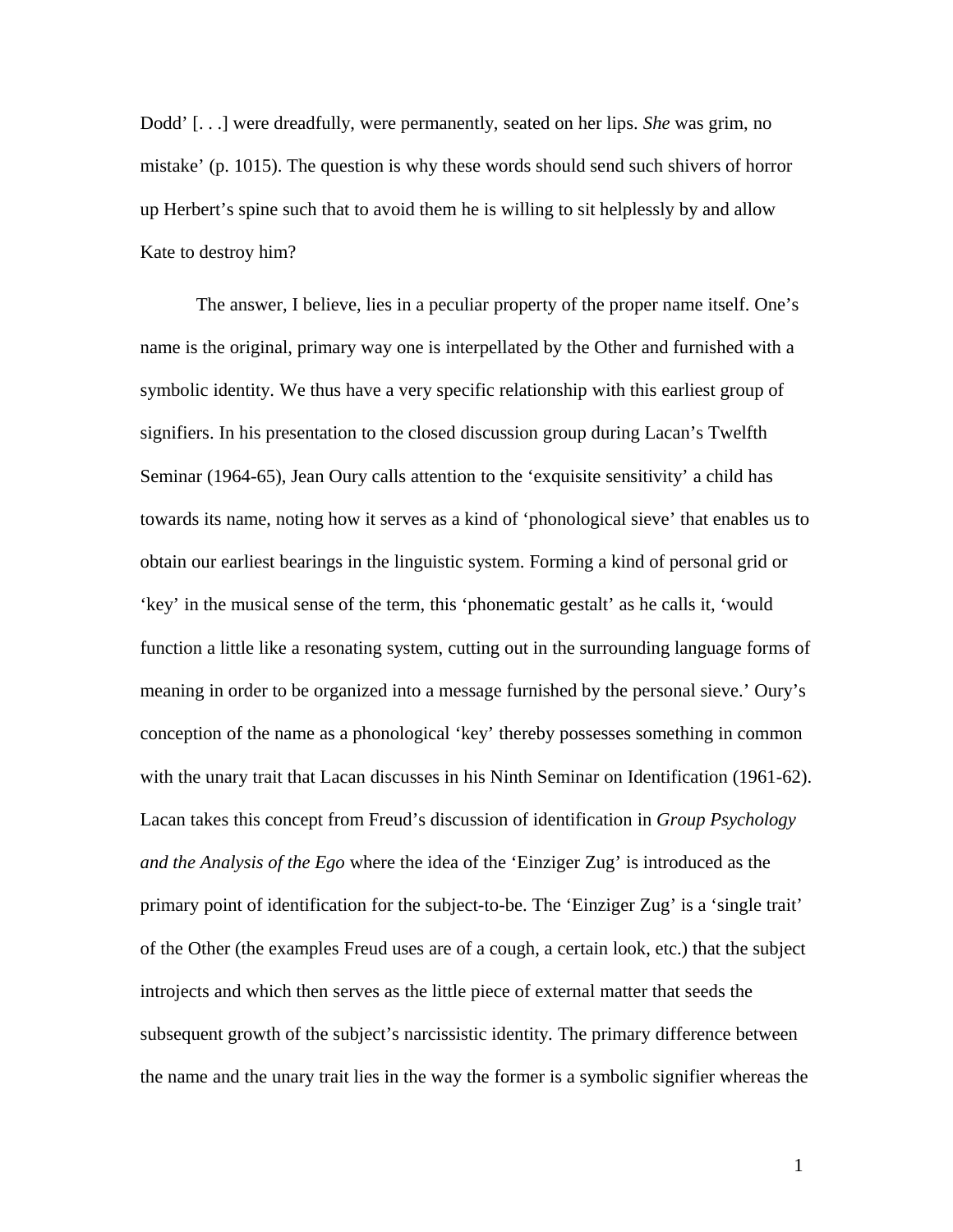Dodd' [. . .] were dreadfully, were permanently, seated on her lips. *She* was grim, no mistake' (p. 1015). The question is why these words should send such shivers of horror up Herbert's spine such that to avoid them he is willing to sit helplessly by and allow Kate to destroy him?

The answer, I believe, lies in a peculiar property of the proper name itself. One's name is the original, primary way one is interpellated by the Other and furnished with a symbolic identity. We thus have a very specific relationship with this earliest group of signifiers. In his presentation to the closed discussion group during Lacan's Twelfth Seminar (1964-65), Jean Oury calls attention to the 'exquisite sensitivity' a child has towards its name, noting how it serves as a kind of 'phonological sieve' that enables us to obtain our earliest bearings in the linguistic system. Forming a kind of personal grid or 'key' in the musical sense of the term, this 'phonematic gestalt' as he calls it, 'would function a little like a resonating system, cutting out in the surrounding language forms of meaning in order to be organized into a message furnished by the personal sieve.' Oury's conception of the name as a phonological 'key' thereby possesses something in common with the unary trait that Lacan discusses in his Ninth Seminar on Identification (1961-62). Lacan takes this concept from Freud's discussion of identification in *Group Psychology and the Analysis of the Ego* where the idea of the 'Einziger Zug' is introduced as the primary point of identification for the subject-to-be. The 'Einziger Zug' is a 'single trait' of the Other (the examples Freud uses are of a cough, a certain look, etc.) that the subject introjects and which then serves as the little piece of external matter that seeds the subsequent growth of the subject's narcissistic identity. The primary difference between the name and the unary trait lies in the way the former is a symbolic signifier whereas the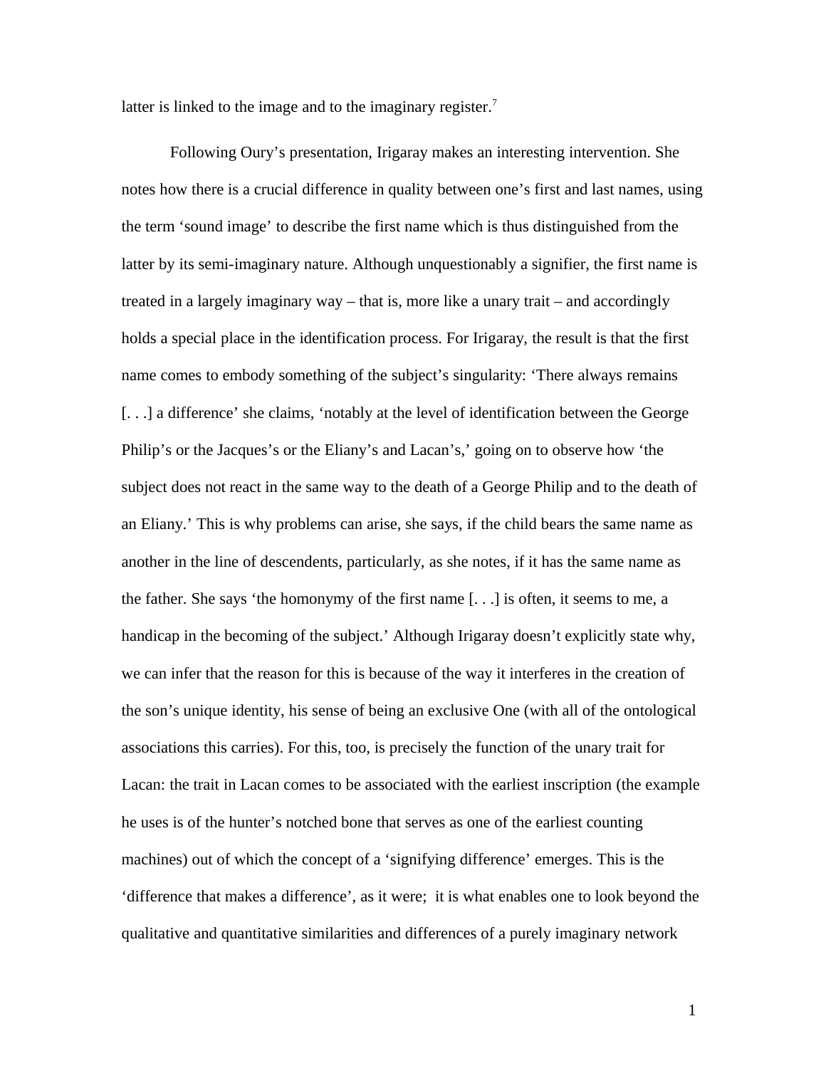latter is linked to the image and to the imaginary register.[7]

Following Oury's presentation, Irigaray makes an interesting intervention. She notes how there is a crucial difference in quality between one's first and last names, using the term 'sound image' to describe the first name which is thus distinguished from the latter by its semi-imaginary nature. Although unquestionably a signifier, the first name is treated in a largely imaginary way – that is, more like a unary trait – and accordingly holds a special place in the identification process. For Irigaray, the result is that the first name comes to embody something of the subject's singularity: 'There always remains [. . .] a difference' she claims, 'notably at the level of identification between the George Philip's or the Jacques's or the Eliany's and Lacan's,' going on to observe how 'the subject does not react in the same way to the death of a George Philip and to the death of an Eliany.' This is why problems can arise, she says, if the child bears the same name as another in the line of descendents, particularly, as she notes, if it has the same name as the father. She says 'the homonymy of the first name [. . .] is often, it seems to me, a handicap in the becoming of the subject.' Although Irigaray doesn't explicitly state why, we can infer that the reason for this is because of the way it interferes in the creation of the son's unique identity, his sense of being an exclusive One (with all of the ontological associations this carries). For this, too, is precisely the function of the unary trait for Lacan: the trait in Lacan comes to be associated with the earliest inscription (the example he uses is of the hunter's notched bone that serves as one of the earliest counting machines) out of which the concept of a 'signifying difference' emerges. This is the 'difference that makes a difference', as it were; it is what enables one to look beyond the qualitative and quantitative similarities and differences of a purely imaginary network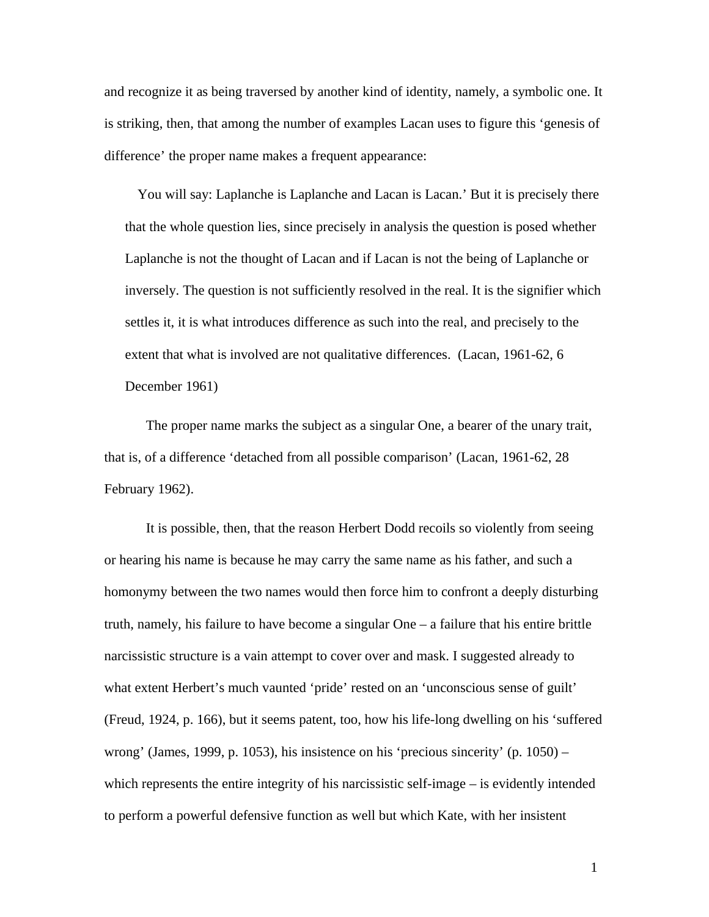and recognize it as being traversed by another kind of identity, namely, a symbolic one. It is striking, then, that among the number of examples Lacan uses to figure this 'genesis of difference' the proper name makes a frequent appearance:

> You will say: Laplanche is Laplanche and Lacan is Lacan.' But it is precisely there that the whole question lies, since precisely in analysis the question is posed whether Laplanche is not the thought of Lacan and if Lacan is not the being of Laplanche or inversely. The question is not sufficiently resolved in the real. It is the signifier which settles it, it is what introduces difference as such into the real, and precisely to the extent that what is involved are not qualitative differences. (Lacan, 1961-62, 6 December 1961)

The proper name marks the subject as a singular One, a bearer of the unary trait, that is, of a difference 'detached from all possible comparison' (Lacan, 1961-62, 28 February 1962).

It is possible, then, that the reason Herbert Dodd recoils so violently from seeing or hearing his name is because he may carry the same name as his father, and such a homonymy between the two names would then force him to confront a deeply disturbing truth, namely, his failure to have become a singular One – a failure that his entire brittle narcissistic structure is a vain attempt to cover over and mask. I suggested already to what extent Herbert's much vaunted 'pride' rested on an 'unconscious sense of guilt' (Freud, 1924, p. 166), but it seems patent, too, how his life-long dwelling on his 'suffered wrong' (James, 1999, p. 1053), his insistence on his 'precious sincerity' (p. 1050) – which represents the entire integrity of his narcissistic self-image – is evidently intended to perform a powerful defensive function as well but which Kate, with her insistent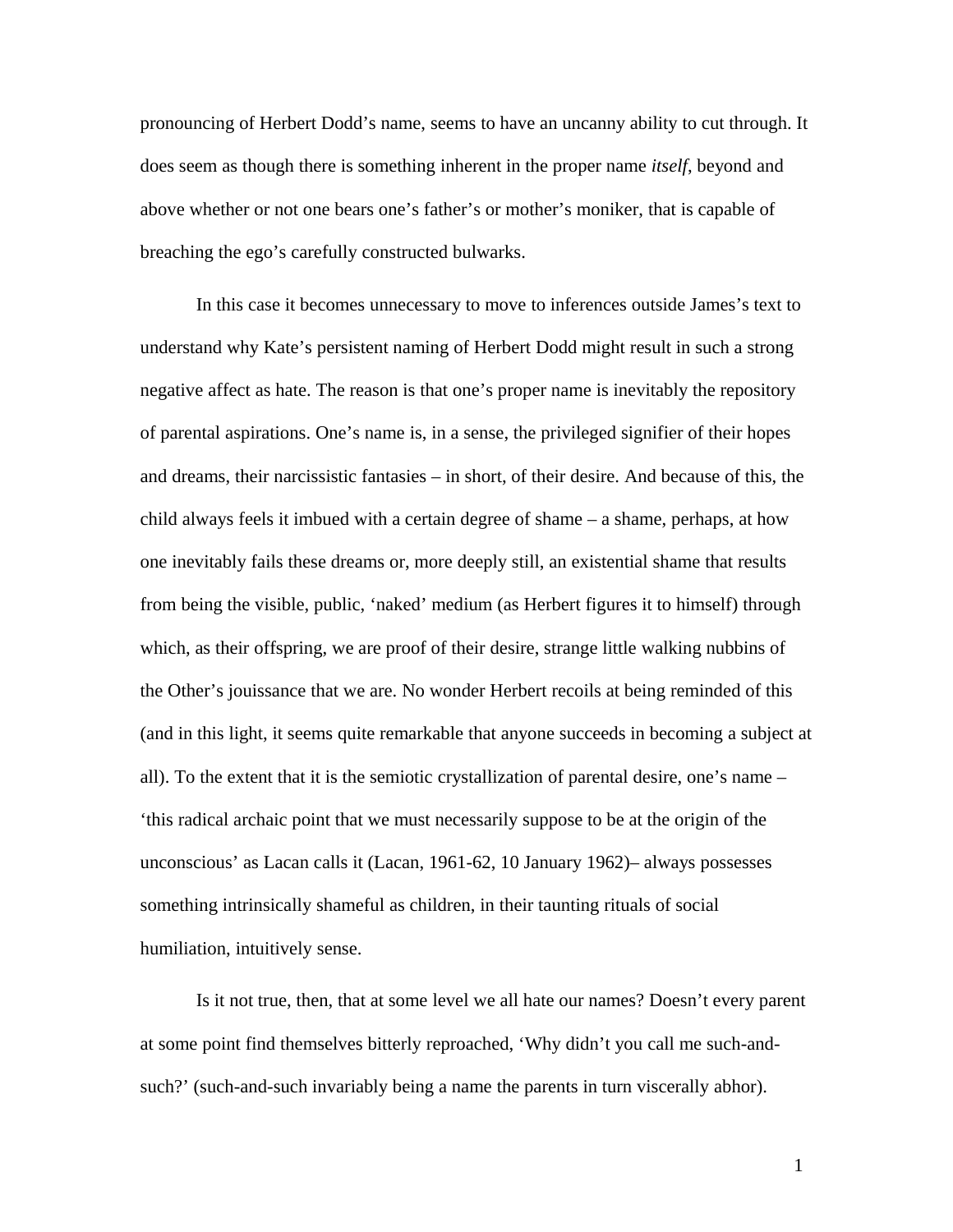pronouncing of Herbert Dodd's name, seems to have an uncanny ability to cut through. It does seem as though there is something inherent in the proper name *itself*, beyond and above whether or not one bears one's father's or mother's moniker, that is capable of breaching the ego's carefully constructed bulwarks.

In this case it becomes unnecessary to move to inferences outside James's text to understand why Kate's persistent naming of Herbert Dodd might result in such a strong negative affect as hate. The reason is that one's proper name is inevitably the repository of parental aspirations. One's name is, in a sense, the privileged signifier of their hopes and dreams, their narcissistic fantasies – in short, of their desire. And because of this, the child always feels it imbued with a certain degree of shame – a shame, perhaps, at how one inevitably fails these dreams or, more deeply still, an existential shame that results from being the visible, public, 'naked' medium (as Herbert figures it to himself) through which, as their offspring, we are proof of their desire, strange little walking nubbins of the Other's jouissance that we are. No wonder Herbert recoils at being reminded of this (and in this light, it seems quite remarkable that anyone succeeds in becoming a subject at all). To the extent that it is the semiotic crystallization of parental desire, one's name – 'this radical archaic point that we must necessarily suppose to be at the origin of the unconscious' as Lacan calls it (Lacan, 1961-62, 10 January 1962)– always possesses something intrinsically shameful as children, in their taunting rituals of social humiliation, intuitively sense.

Is it not true, then, that at some level we all hate our names? Doesn't every parent at some point find themselves bitterly reproached, 'Why didn't you call me such-and-such?' (such-and-such invariably being a name the parents in turn viscerally abhor).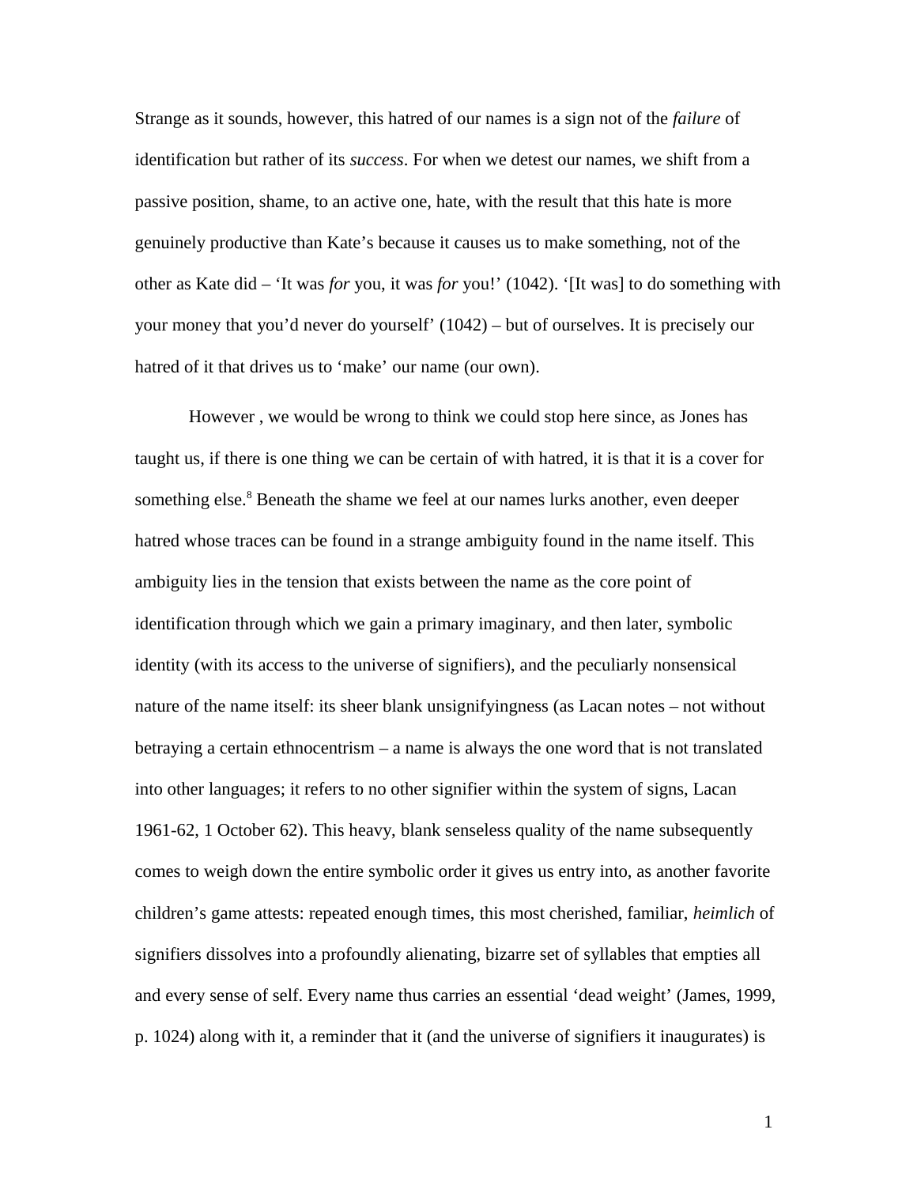Strange as it sounds, however, this hatred of our names is a sign not of the *failure* of identification but rather of its *success*. For when we detest our names, we shift from a passive position, shame, to an active one, hate, with the result that this hate is more genuinely productive than Kate's because it causes us to make something, not of the other as Kate did – 'It was *for* you, it was *for* you!' (1042). '[It was] to do something with your money that you'd never do yourself' (1042) – but of ourselves. It is precisely our hatred of it that drives us to 'make' our name (our own).

However , we would be wrong to think we could stop here since, as Jones has taught us, if there is one thing we can be certain of with hatred, it is that it is a cover for something else.[8] Beneath the shame we feel at our names lurks another, even deeper hatred whose traces can be found in a strange ambiguity found in the name itself. This ambiguity lies in the tension that exists between the name as the core point of identification through which we gain a primary imaginary, and then later, symbolic identity (with its access to the universe of signifiers), and the peculiarly nonsensical nature of the name itself: its sheer blank unsignifyingness (as Lacan notes – not without betraying a certain ethnocentrism – a name is always the one word that is not translated into other languages; it refers to no other signifier within the system of signs, Lacan 1961-62, 1 October 62). This heavy, blank senseless quality of the name subsequently comes to weigh down the entire symbolic order it gives us entry into, as another favorite children's game attests: repeated enough times, this most cherished, familiar, *heimlich* of signifiers dissolves into a profoundly alienating, bizarre set of syllables that empties all and every sense of self. Every name thus carries an essential 'dead weight' (James, 1999, p. 1024) along with it, a reminder that it (and the universe of signifiers it inaugurates) is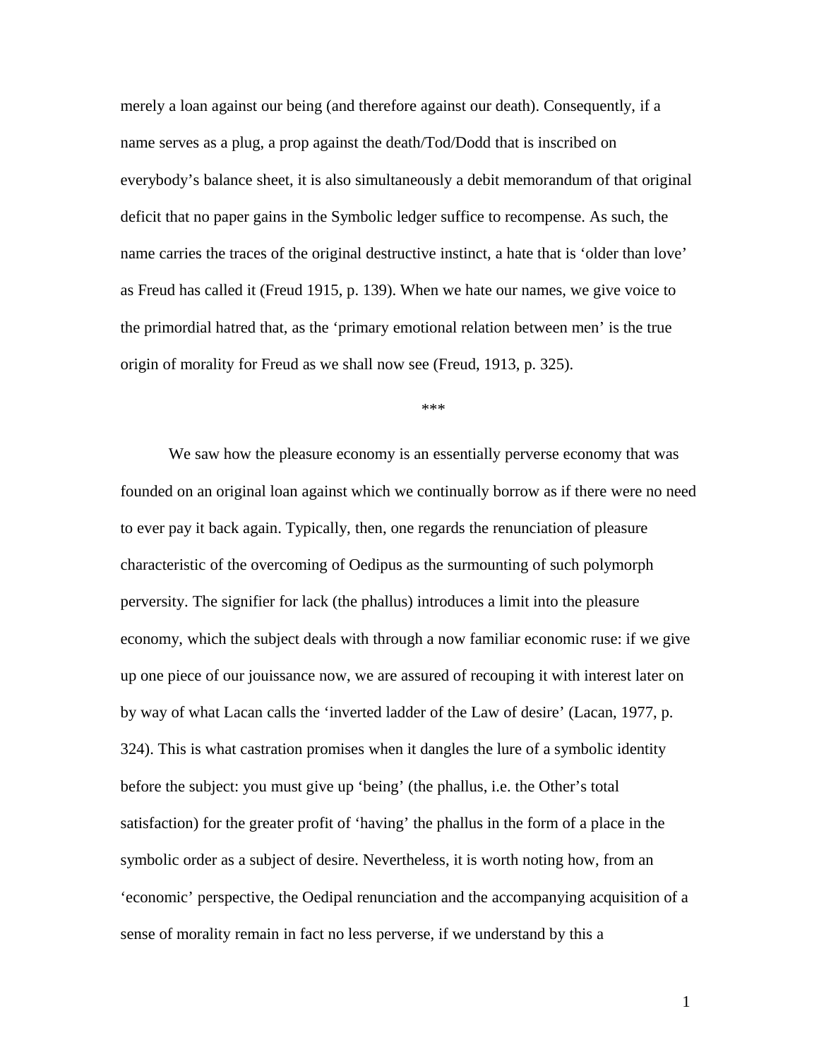merely a loan against our being (and therefore against our death). Consequently, if a name serves as a plug, a prop against the death/Tod/Dodd that is inscribed on everybody's balance sheet, it is also simultaneously a debit memorandum of that original deficit that no paper gains in the Symbolic ledger suffice to recompense. As such, the name carries the traces of the original destructive instinct, a hate that is 'older than love' as Freud has called it (Freud 1915, p. 139). When we hate our names, we give voice to the primordial hatred that, as the 'primary emotional relation between men' is the true origin of morality for Freud as we shall now see (Freud, 1913, p. 325).

***

We saw how the pleasure economy is an essentially perverse economy that was founded on an original loan against which we continually borrow as if there were no need to ever pay it back again. Typically, then, one regards the renunciation of pleasure characteristic of the overcoming of Oedipus as the surmounting of such polymorph perversity. The signifier for lack (the phallus) introduces a limit into the pleasure economy, which the subject deals with through a now familiar economic ruse: if we give up one piece of our jouissance now, we are assured of recouping it with interest later on by way of what Lacan calls the 'inverted ladder of the Law of desire' (Lacan, 1977, p. 324). This is what castration promises when it dangles the lure of a symbolic identity before the subject: you must give up 'being' (the phallus, i.e. the Other's total satisfaction) for the greater profit of 'having' the phallus in the form of a place in the symbolic order as a subject of desire. Nevertheless, it is worth noting how, from an 'economic' perspective, the Oedipal renunciation and the accompanying acquisition of a sense of morality remain in fact no less perverse, if we understand by this a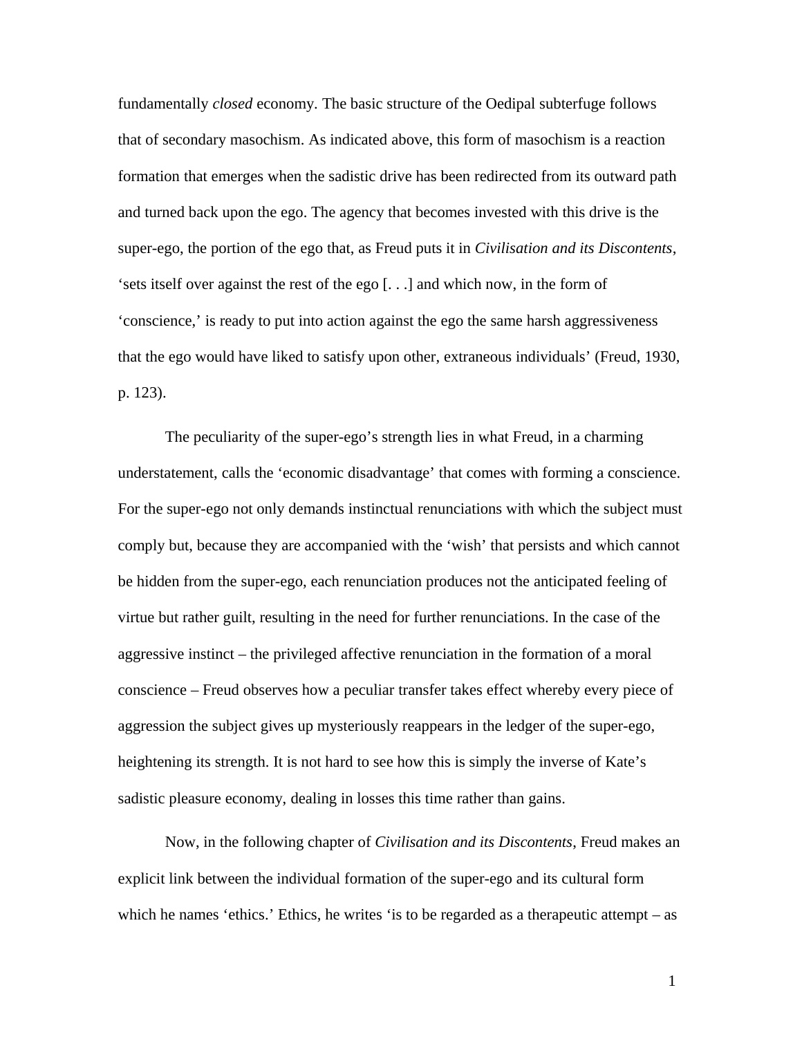fundamentally *closed* economy. The basic structure of the Oedipal subterfuge follows that of secondary masochism. As indicated above, this form of masochism is a reaction formation that emerges when the sadistic drive has been redirected from its outward path and turned back upon the ego. The agency that becomes invested with this drive is the super-ego, the portion of the ego that, as Freud puts it in *Civilisation and its Discontents*, 'sets itself over against the rest of the ego [. . .] and which now, in the form of 'conscience,' is ready to put into action against the ego the same harsh aggressiveness that the ego would have liked to satisfy upon other, extraneous individuals' (Freud, 1930, p. 123).

The peculiarity of the super-ego's strength lies in what Freud, in a charming understatement, calls the 'economic disadvantage' that comes with forming a conscience. For the super-ego not only demands instinctual renunciations with which the subject must comply but, because they are accompanied with the 'wish' that persists and which cannot be hidden from the super-ego, each renunciation produces not the anticipated feeling of virtue but rather guilt, resulting in the need for further renunciations. In the case of the aggressive instinct – the privileged affective renunciation in the formation of a moral conscience – Freud observes how a peculiar transfer takes effect whereby every piece of aggression the subject gives up mysteriously reappears in the ledger of the super-ego, heightening its strength. It is not hard to see how this is simply the inverse of Kate's sadistic pleasure economy, dealing in losses this time rather than gains.

Now, in the following chapter of *Civilisation and its Discontents*, Freud makes an explicit link between the individual formation of the super-ego and its cultural form which he names 'ethics.' Ethics, he writes 'is to be regarded as a therapeutic attempt – as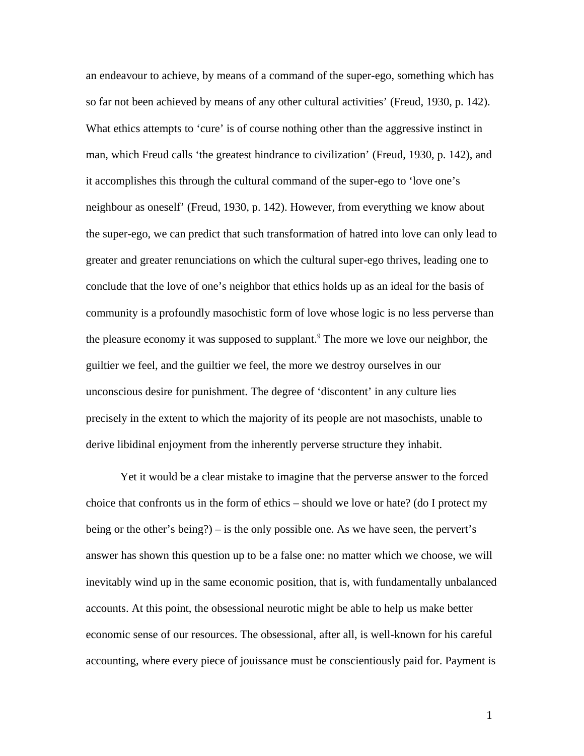an endeavour to achieve, by means of a command of the super-ego, something which has so far not been achieved by means of any other cultural activities' (Freud, 1930, p. 142). What ethics attempts to 'cure' is of course nothing other than the aggressive instinct in man, which Freud calls 'the greatest hindrance to civilization' (Freud, 1930, p. 142), and it accomplishes this through the cultural command of the super-ego to 'love one's neighbour as oneself' (Freud, 1930, p. 142). However, from everything we know about the super-ego, we can predict that such transformation of hatred into love can only lead to greater and greater renunciations on which the cultural super-ego thrives, leading one to conclude that the love of one's neighbor that ethics holds up as an ideal for the basis of community is a profoundly masochistic form of love whose logic is no less perverse than the pleasure economy it was supposed to supplant.[9] The more we love our neighbor, the guiltier we feel, and the guiltier we feel, the more we destroy ourselves in our unconscious desire for punishment. The degree of 'discontent' in any culture lies precisely in the extent to which the majority of its people are not masochists, unable to derive libidinal enjoyment from the inherently perverse structure they inhabit.

Yet it would be a clear mistake to imagine that the perverse answer to the forced choice that confronts us in the form of ethics – should we love or hate? (do I protect my being or the other's being?) – is the only possible one. As we have seen, the pervert's answer has shown this question up to be a false one: no matter which we choose, we will inevitably wind up in the same economic position, that is, with fundamentally unbalanced accounts. At this point, the obsessional neurotic might be able to help us make better economic sense of our resources. The obsessional, after all, is well-known for his careful accounting, where every piece of jouissance must be conscientiously paid for. Payment is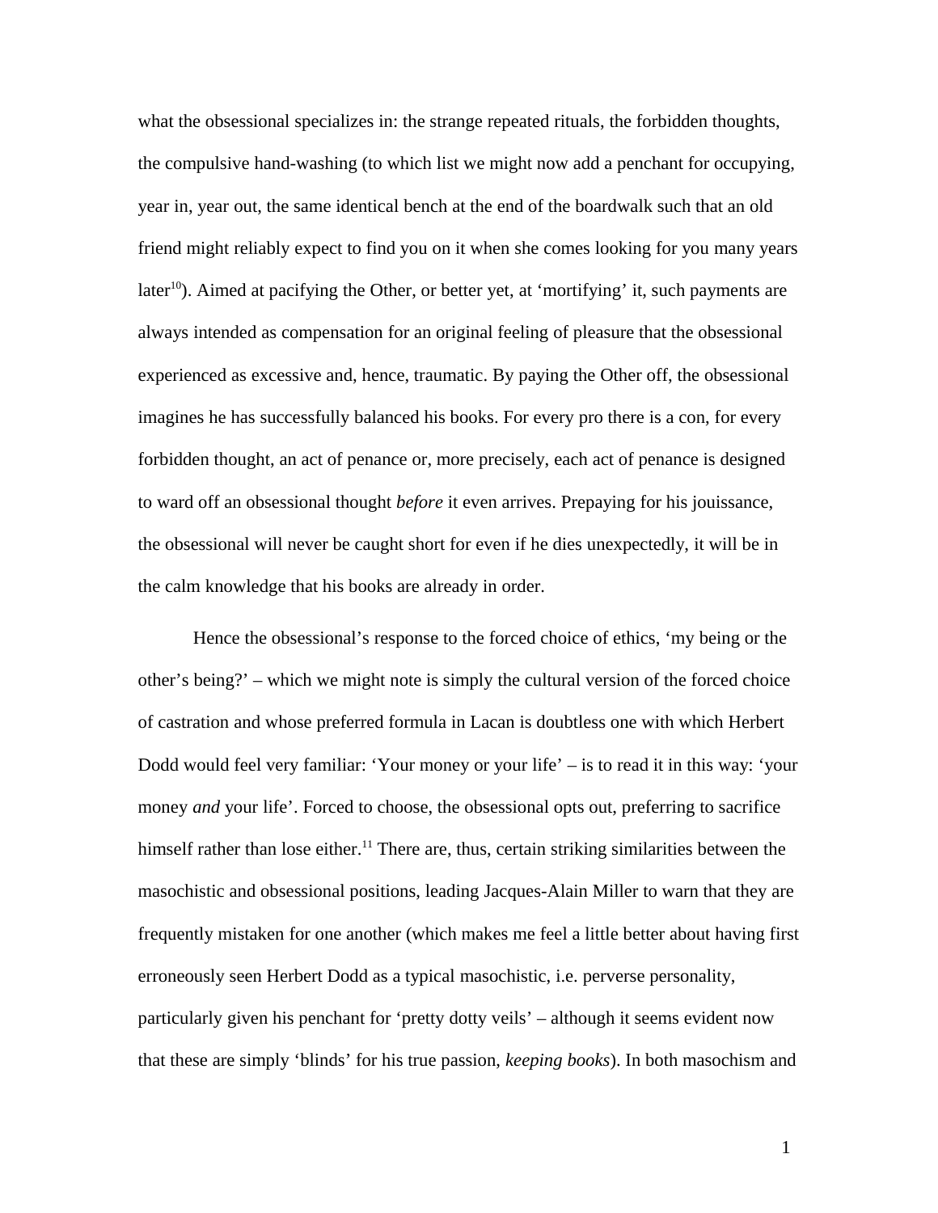what the obsessional specializes in: the strange repeated rituals, the forbidden thoughts, the compulsive hand-washing (to which list we might now add a penchant for occupying, year in, year out, the same identical bench at the end of the boardwalk such that an old friend might reliably expect to find you on it when she comes looking for you many years later[10]). Aimed at pacifying the Other, or better yet, at 'mortifying' it, such payments are always intended as compensation for an original feeling of pleasure that the obsessional experienced as excessive and, hence, traumatic. By paying the Other off, the obsessional imagines he has successfully balanced his books. For every pro there is a con, for every forbidden thought, an act of penance or, more precisely, each act of penance is designed to ward off an obsessional thought *before* it even arrives. Prepaying for his jouissance, the obsessional will never be caught short for even if he dies unexpectedly, it will be in the calm knowledge that his books are already in order.

Hence the obsessional's response to the forced choice of ethics, 'my being or the other's being?' – which we might note is simply the cultural version of the forced choice of castration and whose preferred formula in Lacan is doubtless one with which Herbert Dodd would feel very familiar: 'Your money or your life' – is to read it in this way: 'your money *and* your life'. Forced to choose, the obsessional opts out, preferring to sacrifice himself rather than lose either.[11] There are, thus, certain striking similarities between the masochistic and obsessional positions, leading Jacques-Alain Miller to warn that they are frequently mistaken for one another (which makes me feel a little better about having first erroneously seen Herbert Dodd as a typical masochistic, i.e. perverse personality, particularly given his penchant for 'pretty dotty veils' – although it seems evident now that these are simply 'blinds' for his true passion, *keeping books*). In both masochism and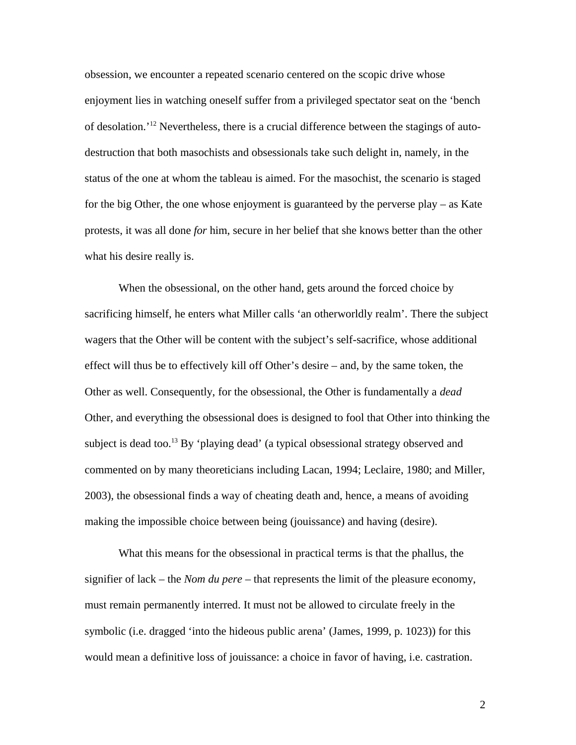obsession, we encounter a repeated scenario centered on the scopic drive whose enjoyment lies in watching oneself suffer from a privileged spectator seat on the 'bench of desolation.'[12] Nevertheless, there is a crucial difference between the stagings of auto-destruction that both masochists and obsessionals take such delight in, namely, in the status of the one at whom the tableau is aimed. For the masochist, the scenario is staged for the big Other, the one whose enjoyment is guaranteed by the perverse play – as Kate protests, it was all done *for* him, secure in her belief that she knows better than the other what his desire really is.

When the obsessional, on the other hand, gets around the forced choice by sacrificing himself, he enters what Miller calls 'an otherworldly realm'. There the subject wagers that the Other will be content with the subject's self-sacrifice, whose additional effect will thus be to effectively kill off Other's desire – and, by the same token, the Other as well. Consequently, for the obsessional, the Other is fundamentally a *dead* Other, and everything the obsessional does is designed to fool that Other into thinking the subject is dead too.[13] By 'playing dead' (a typical obsessional strategy observed and commented on by many theoreticians including Lacan, 1994; Leclaire, 1980; and Miller, 2003), the obsessional finds a way of cheating death and, hence, a means of avoiding making the impossible choice between being (jouissance) and having (desire).

What this means for the obsessional in practical terms is that the phallus, the signifier of lack – the *Nom du pere* – that represents the limit of the pleasure economy, must remain permanently interred. It must not be allowed to circulate freely in the symbolic (i.e. dragged 'into the hideous public arena' (James, 1999, p. 1023)) for this would mean a definitive loss of jouissance: a choice in favor of having, i.e. castration.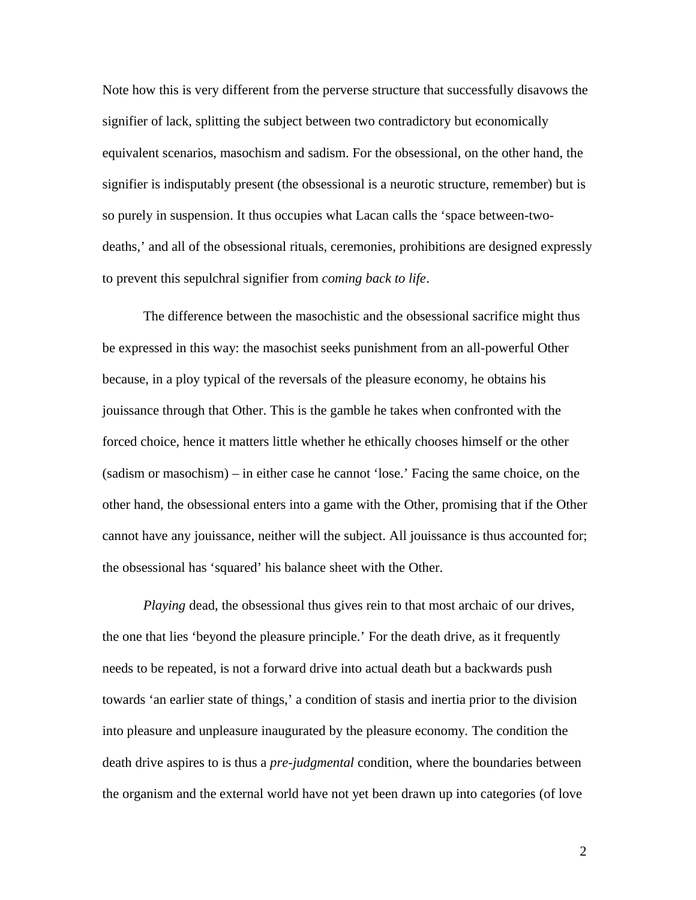Note how this is very different from the perverse structure that successfully disavows the signifier of lack, splitting the subject between two contradictory but economically equivalent scenarios, masochism and sadism. For the obsessional, on the other hand, the signifier is indisputably present (the obsessional is a neurotic structure, remember) but is so purely in suspension. It thus occupies what Lacan calls the 'space between-two-deaths,' and all of the obsessional rituals, ceremonies, prohibitions are designed expressly to prevent this sepulchral signifier from *coming back to life*.

The difference between the masochistic and the obsessional sacrifice might thus be expressed in this way: the masochist seeks punishment from an all-powerful Other because, in a ploy typical of the reversals of the pleasure economy, he obtains his jouissance through that Other. This is the gamble he takes when confronted with the forced choice, hence it matters little whether he ethically chooses himself or the other (sadism or masochism) – in either case he cannot 'lose.' Facing the same choice, on the other hand, the obsessional enters into a game with the Other, promising that if the Other cannot have any jouissance, neither will the subject. All jouissance is thus accounted for; the obsessional has 'squared' his balance sheet with the Other.

*Playing* dead, the obsessional thus gives rein to that most archaic of our drives, the one that lies 'beyond the pleasure principle.' For the death drive, as it frequently needs to be repeated, is not a forward drive into actual death but a backwards push towards 'an earlier state of things,' a condition of stasis and inertia prior to the division into pleasure and unpleasure inaugurated by the pleasure economy. The condition the death drive aspires to is thus a *pre-judgmental* condition, where the boundaries between the organism and the external world have not yet been drawn up into categories (of love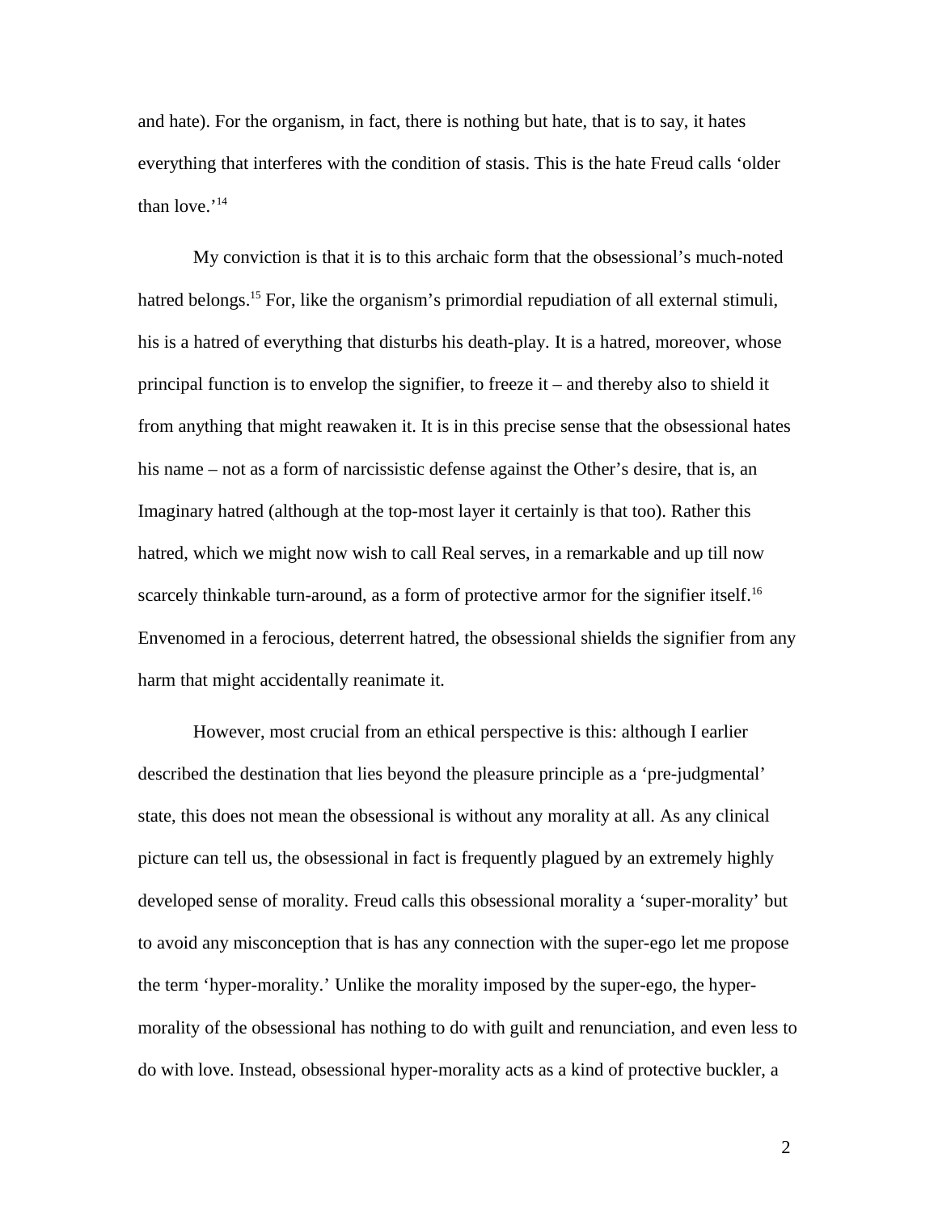and hate). For the organism, in fact, there is nothing but hate, that is to say, it hates everything that interferes with the condition of stasis. This is the hate Freud calls 'older than love.'[14]

My conviction is that it is to this archaic form that the obsessional's much-noted hatred belongs.[15] For, like the organism's primordial repudiation of all external stimuli, his is a hatred of everything that disturbs his death-play. It is a hatred, moreover, whose principal function is to envelop the signifier, to freeze it – and thereby also to shield it from anything that might reawaken it. It is in this precise sense that the obsessional hates his name – not as a form of narcissistic defense against the Other's desire, that is, an Imaginary hatred (although at the top-most layer it certainly is that too). Rather this hatred, which we might now wish to call Real serves, in a remarkable and up till now scarcely thinkable turn-around, as a form of protective armor for the signifier itself.[16] Envenomed in a ferocious, deterrent hatred, the obsessional shields the signifier from any harm that might accidentally reanimate it.

However, most crucial from an ethical perspective is this: although I earlier described the destination that lies beyond the pleasure principle as a 'pre-judgmental' state, this does not mean the obsessional is without any morality at all. As any clinical picture can tell us, the obsessional in fact is frequently plagued by an extremely highly developed sense of morality. Freud calls this obsessional morality a 'super-morality' but to avoid any misconception that is has any connection with the super-ego let me propose the term 'hyper-morality.' Unlike the morality imposed by the super-ego, the hyper-morality of the obsessional has nothing to do with guilt and renunciation, and even less to do with love. Instead, obsessional hyper-morality acts as a kind of protective buckler, a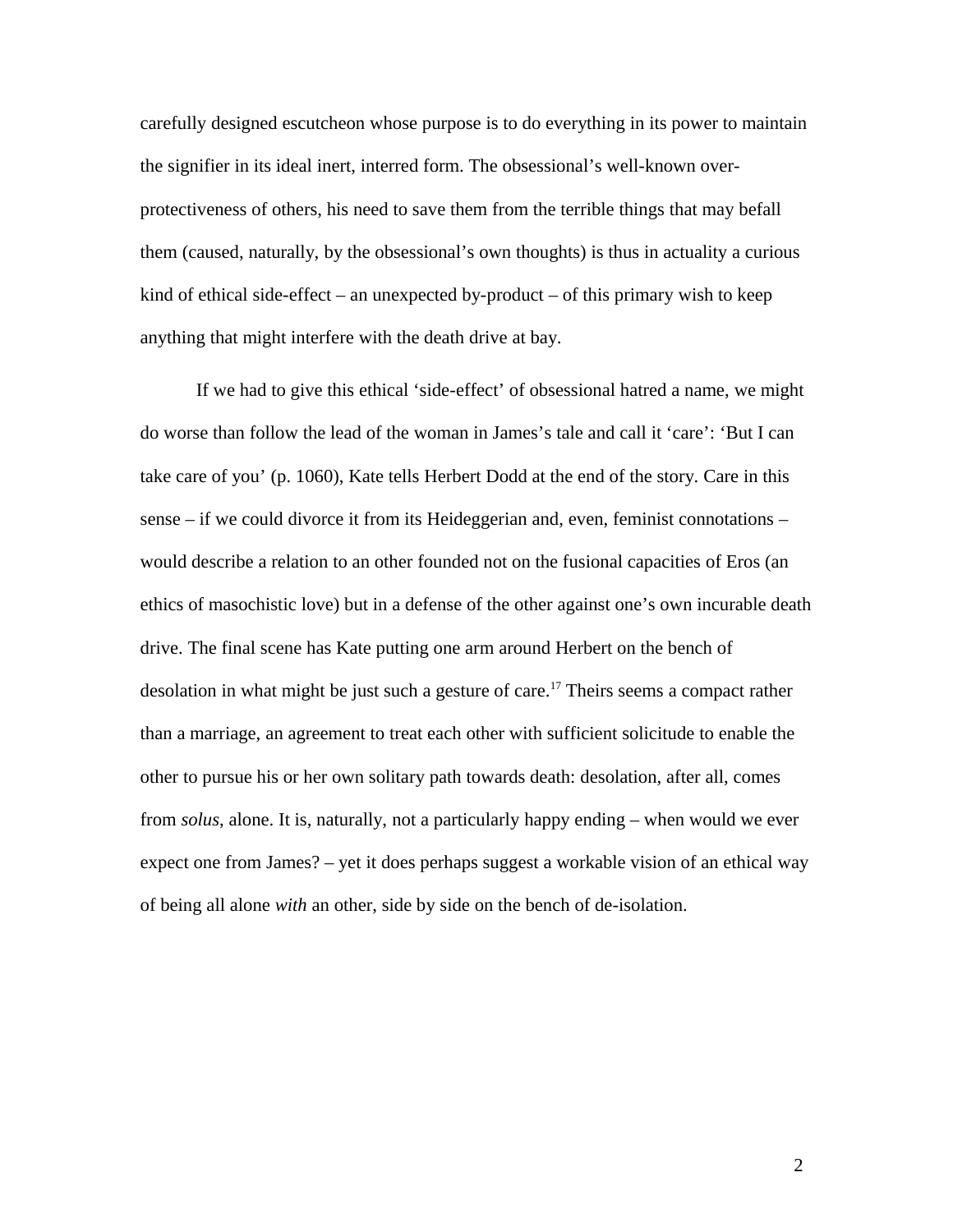carefully designed escutcheon whose purpose is to do everything in its power to maintain the signifier in its ideal inert, interred form. The obsessional's well-known over-protectiveness of others, his need to save them from the terrible things that may befall them (caused, naturally, by the obsessional's own thoughts) is thus in actuality a curious kind of ethical side-effect – an unexpected by-product – of this primary wish to keep anything that might interfere with the death drive at bay.

If we had to give this ethical 'side-effect' of obsessional hatred a name, we might do worse than follow the lead of the woman in James's tale and call it 'care': 'But I can take care of you' (p. 1060), Kate tells Herbert Dodd at the end of the story. Care in this sense – if we could divorce it from its Heideggerian and, even, feminist connotations – would describe a relation to an other founded not on the fusional capacities of Eros (an ethics of masochistic love) but in a defense of the other against one's own incurable death drive. The final scene has Kate putting one arm around Herbert on the bench of desolation in what might be just such a gesture of care.[17] Theirs seems a compact rather than a marriage, an agreement to treat each other with sufficient solicitude to enable the other to pursue his or her own solitary path towards death: desolation, after all, comes from *solus*, alone. It is, naturally, not a particularly happy ending – when would we ever expect one from James? – yet it does perhaps suggest a workable vision of an ethical way of being all alone *with* an other, side by side on the bench of de-isolation.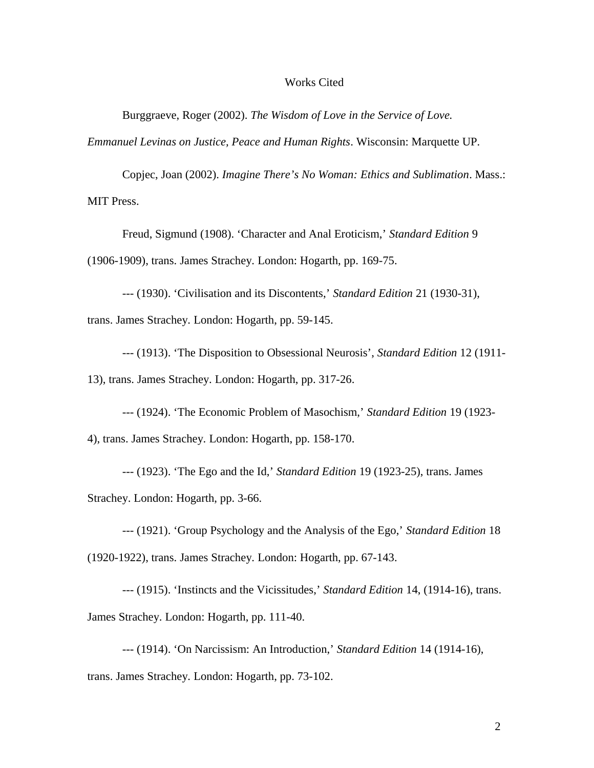# Works Cited

Burggraeve, Roger (2002). *The Wisdom of Love in the Service of Love. Emmanuel Levinas on Justice, Peace and Human Rights*. Wisconsin: Marquette UP.

Copjec, Joan (2002). *Imagine There's No Woman: Ethics and Sublimation*. Mass.: MIT Press.

Freud, Sigmund (1908). 'Character and Anal Eroticism,' *Standard Edition* 9 (1906-1909), trans. James Strachey. London: Hogarth, pp. 169-75.

--- (1930). 'Civilisation and its Discontents,' *Standard Edition* 21 (1930-31), trans. James Strachey. London: Hogarth, pp. 59-145.

--- (1913). 'The Disposition to Obsessional Neurosis', *Standard Edition* 12 (1911-13), trans. James Strachey. London: Hogarth, pp. 317-26.

--- (1924). 'The Economic Problem of Masochism,' *Standard Edition* 19 (1923-4), trans. James Strachey. London: Hogarth, pp. 158-170.

--- (1923). 'The Ego and the Id,' *Standard Edition* 19 (1923-25), trans. James Strachey. London: Hogarth, pp. 3-66.

--- (1921). 'Group Psychology and the Analysis of the Ego,' *Standard Edition* 18 (1920-1922), trans. James Strachey. London: Hogarth, pp. 67-143.

--- (1915). 'Instincts and the Vicissitudes,' *Standard Edition* 14, (1914-16), trans. James Strachey. London: Hogarth, pp. 111-40.

--- (1914). 'On Narcissism: An Introduction,' *Standard Edition* 14 (1914-16), trans. James Strachey. London: Hogarth, pp. 73-102.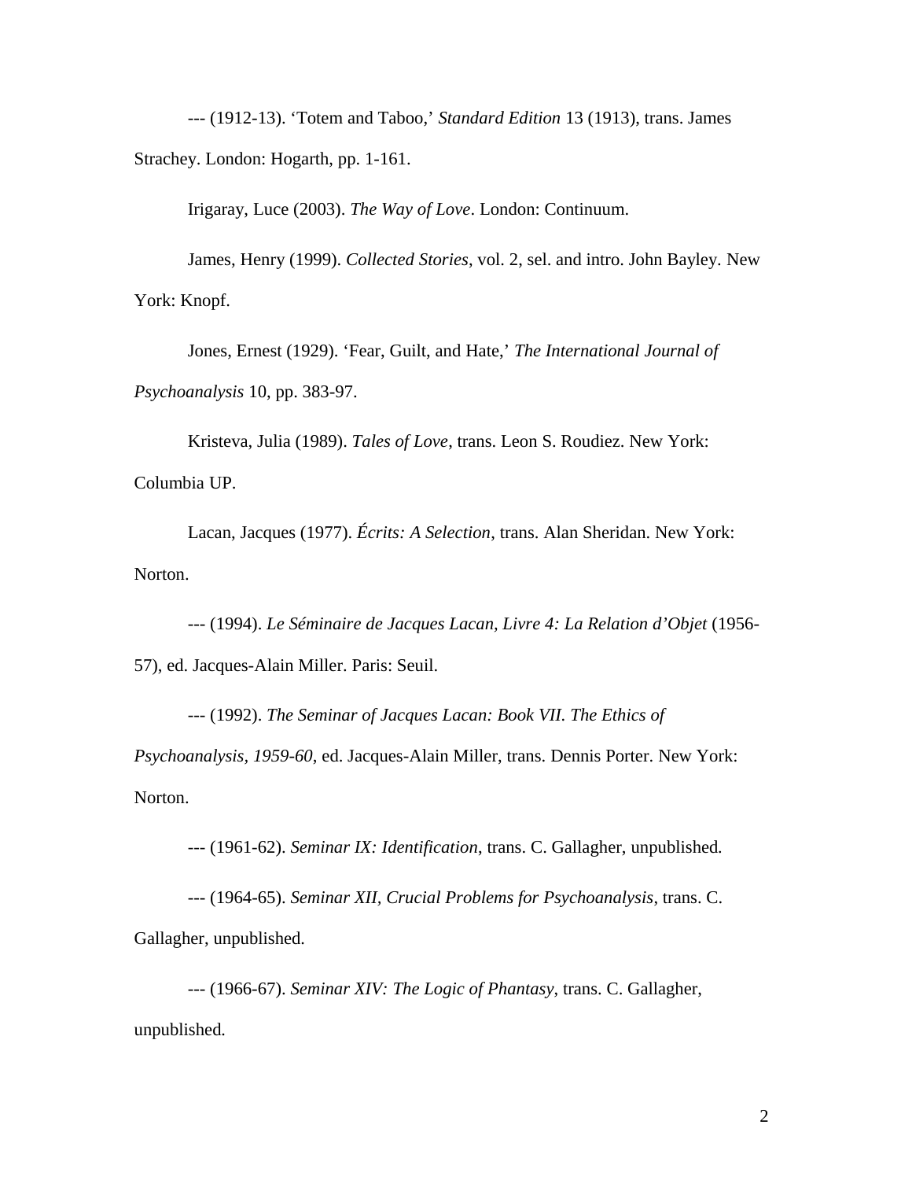--- (1912-13). 'Totem and Taboo,' *Standard Edition* 13 (1913), trans. James Strachey. London: Hogarth, pp. 1-161.

Irigaray, Luce (2003). *The Way of Love*. London: Continuum.

James, Henry (1999). *Collected Stories*, vol. 2, sel. and intro. John Bayley. New York: Knopf.

Jones, Ernest (1929). 'Fear, Guilt, and Hate,' *The International Journal of Psychoanalysis* 10, pp. 383-97.

Kristeva, Julia (1989). *Tales of Love*, trans. Leon S. Roudiez. New York: Columbia UP.

Lacan, Jacques (1977). *Écrits: A Selection*, trans. Alan Sheridan. New York: Norton.

--- (1994). *Le Séminaire de Jacques Lacan, Livre 4: La Relation d'Objet* (1956-57), ed. Jacques-Alain Miller. Paris: Seuil.

--- (1992). *The Seminar of Jacques Lacan: Book VII. The Ethics of Psychoanalysis, 1959-60*, ed. Jacques-Alain Miller, trans. Dennis Porter. New York: Norton.

--- (1961-62). *Seminar IX: Identification*, trans. C. Gallagher, unpublished.

--- (1964-65). *Seminar XII, Crucial Problems for Psychoanalysis*, trans. C. Gallagher, unpublished.

--- (1966-67). *Seminar XIV: The Logic of Phantasy*, trans. C. Gallagher, unpublished.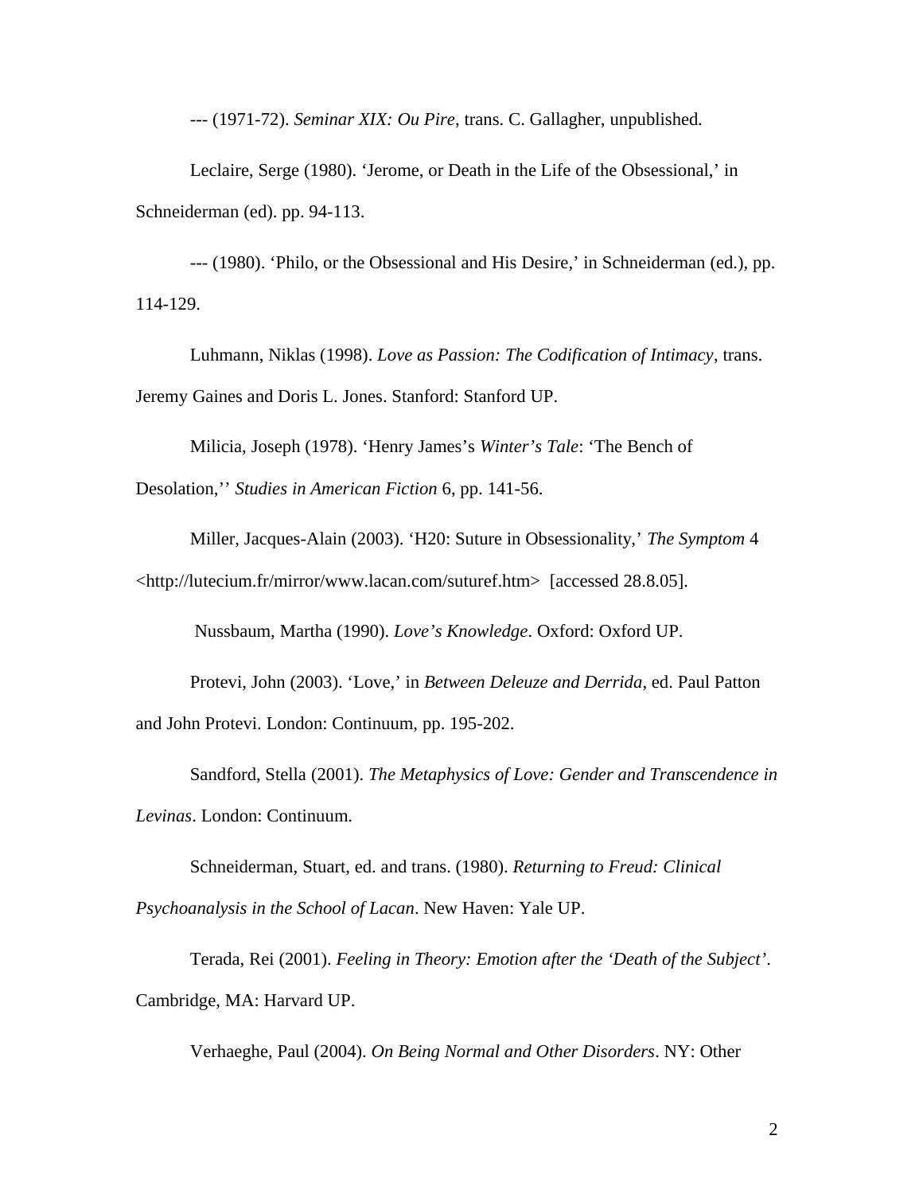--- (1971-72). *Seminar XIX: Ou Pire*, trans. C. Gallagher, unpublished.

Leclaire, Serge (1980). 'Jerome, or Death in the Life of the Obsessional,' in Schneiderman (ed). pp. 94-113.

--- (1980). 'Philo, or the Obsessional and His Desire,' in Schneiderman (ed.), pp. 114-129.

Luhmann, Niklas (1998). *Love as Passion: The Codification of Intimacy*, trans. Jeremy Gaines and Doris L. Jones. Stanford: Stanford UP.

Milicia, Joseph (1978). 'Henry James's *Winter's Tale*: 'The Bench of Desolation,'' *Studies in American Fiction* 6, pp. 141-56.

Miller, Jacques-Alain (2003). 'H20: Suture in Obsessionality,' *The Symptom* 4 <http://lutecium.fr/mirror/www.lacan.com/suturef.htm> [accessed 28.8.05].

Nussbaum, Martha (1990). *Love's Knowledge*. Oxford: Oxford UP.

Protevi, John (2003). 'Love,' in *Between Deleuze and Derrida*, ed. Paul Patton and John Protevi. London: Continuum, pp. 195-202.

Sandford, Stella (2001). *The Metaphysics of Love: Gender and Transcendence in Levinas*. London: Continuum.

Schneiderman, Stuart, ed. and trans. (1980). *Returning to Freud: Clinical Psychoanalysis in the School of Lacan*. New Haven: Yale UP.

Terada, Rei (2001). *Feeling in Theory: Emotion after the 'Death of the Subject'*. Cambridge, MA: Harvard UP.

Verhaeghe, Paul (2004). *On Being Normal and Other Disorders*. NY: Other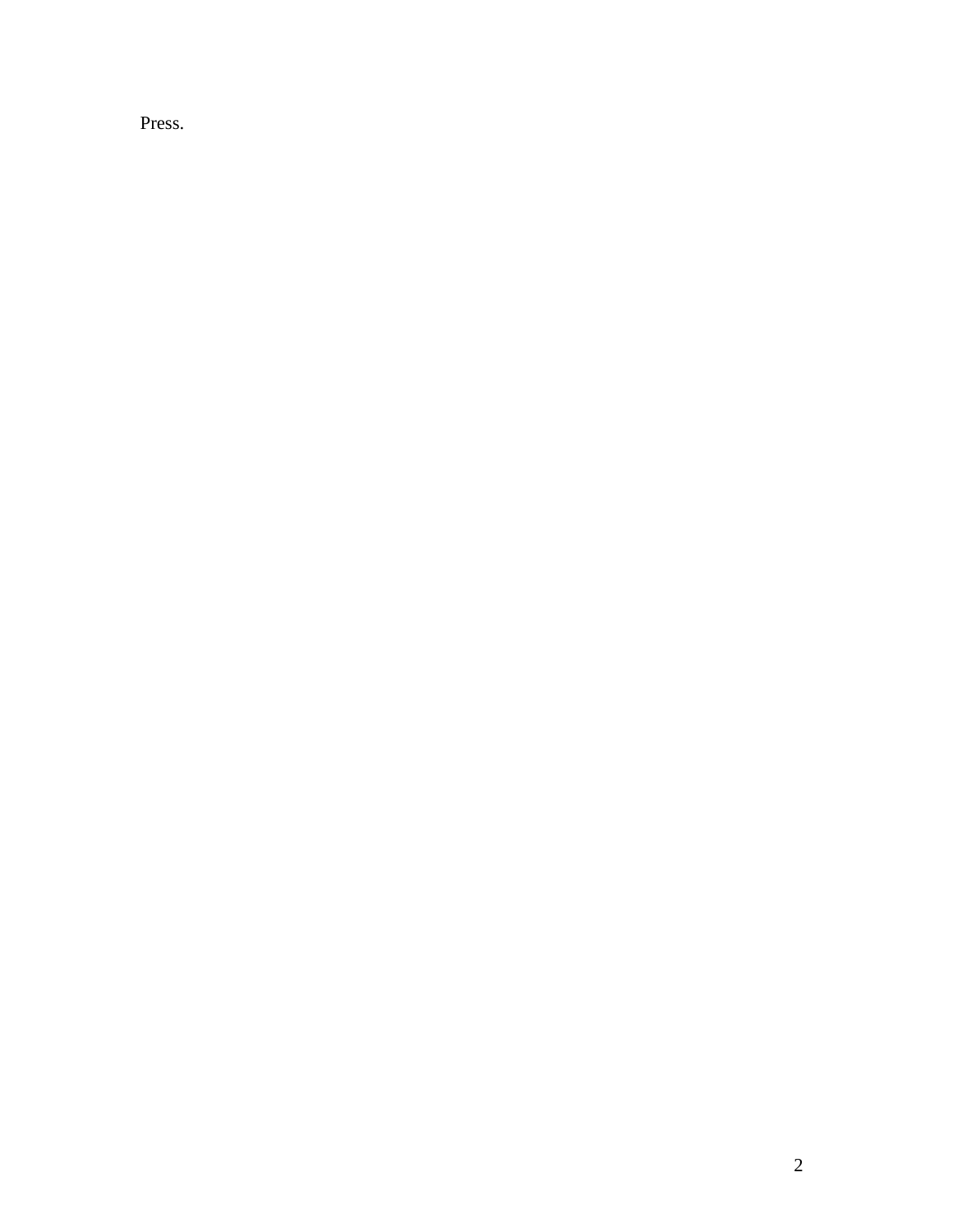Press.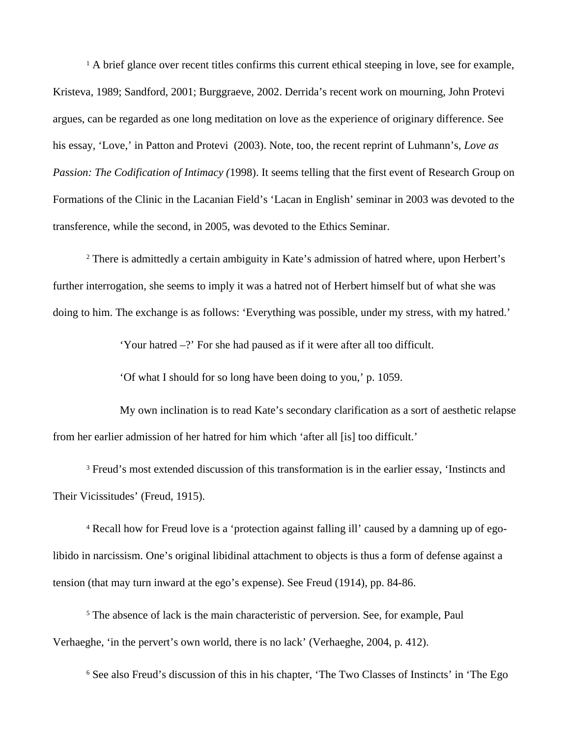[1] A brief glance over recent titles confirms this current ethical steeping in love, see for example, Kristeva, 1989; Sandford, 2001; Burggraeve, 2002. Derrida's recent work on mourning, John Protevi argues, can be regarded as one long meditation on love as the experience of originary difference. See his essay, 'Love,' in Patton and Protevi (2003). Note, too, the recent reprint of Luhmann's, *Love as Passion: The Codification of Intimacy (*1998). It seems telling that the first event of Research Group on Formations of the Clinic in the Lacanian Field's 'Lacan in English' seminar in 2003 was devoted to the transference, while the second, in 2005, was devoted to the Ethics Seminar.

[2] There is admittedly a certain ambiguity in Kate's admission of hatred where, upon Herbert's further interrogation, she seems to imply it was a hatred not of Herbert himself but of what she was doing to him. The exchange is as follows: 'Everything was possible, under my stress, with my hatred.'

> 'Your hatred –?' For she had paused as if it were after all too difficult.
>
> 'Of what I should for so long have been doing to you,' p. 1059.

My own inclination is to read Kate's secondary clarification as a sort of aesthetic relapse from her earlier admission of her hatred for him which 'after all [is] too difficult.'

[3] Freud's most extended discussion of this transformation is in the earlier essay, 'Instincts and Their Vicissitudes' (Freud, 1915).

[4] Recall how for Freud love is a 'protection against falling ill' caused by a damning up of ego-libido in narcissism. One's original libidinal attachment to objects is thus a form of defense against a tension (that may turn inward at the ego's expense). See Freud (1914), pp. 84-86.

[5] The absence of lack is the main characteristic of perversion. See, for example, Paul Verhaeghe, 'in the pervert's own world, there is no lack' (Verhaeghe, 2004, p. 412).

[6] See also Freud's discussion of this in his chapter, 'The Two Classes of Instincts' in 'The Ego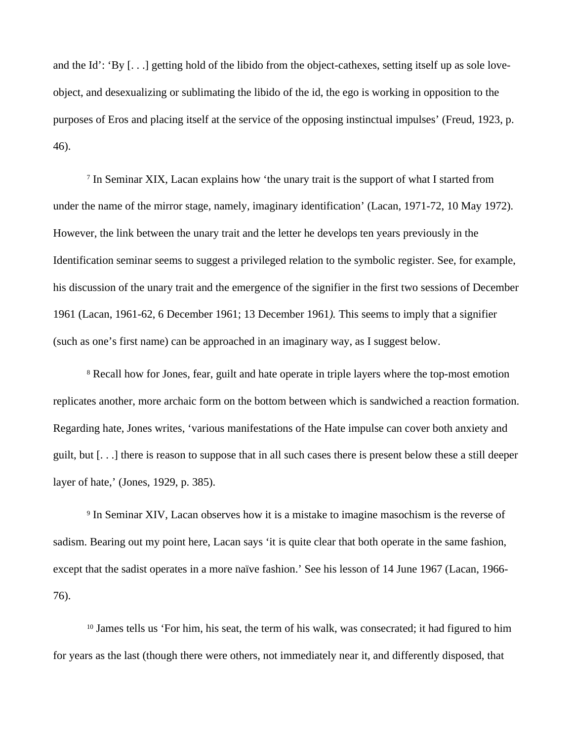and the Id': 'By [. . .] getting hold of the libido from the object-cathexes, setting itself up as sole love-object, and desexualizing or sublimating the libido of the id, the ego is working in opposition to the purposes of Eros and placing itself at the service of the opposing instinctual impulses' (Freud, 1923, p. 46).

[7] In Seminar XIX, Lacan explains how 'the unary trait is the support of what I started from under the name of the mirror stage, namely, imaginary identification' (Lacan, 1971-72, 10 May 1972). However, the link between the unary trait and the letter he develops ten years previously in the Identification seminar seems to suggest a privileged relation to the symbolic register. See, for example, his discussion of the unary trait and the emergence of the signifier in the first two sessions of December 1961 (Lacan, 1961-62, 6 December 1961; 13 December 1961*).* This seems to imply that a signifier (such as one's first name) can be approached in an imaginary way, as I suggest below.

[8] Recall how for Jones, fear, guilt and hate operate in triple layers where the top-most emotion replicates another, more archaic form on the bottom between which is sandwiched a reaction formation. Regarding hate, Jones writes, 'various manifestations of the Hate impulse can cover both anxiety and guilt, but [. . .] there is reason to suppose that in all such cases there is present below these a still deeper layer of hate,' (Jones, 1929, p. 385).

[9] In Seminar XIV, Lacan observes how it is a mistake to imagine masochism is the reverse of sadism. Bearing out my point here, Lacan says 'it is quite clear that both operate in the same fashion, except that the sadist operates in a more naïve fashion.' See his lesson of 14 June 1967 (Lacan, 1966-76).

[10] James tells us 'For him, his seat, the term of his walk, was consecrated; it had figured to him for years as the last (though there were others, not immediately near it, and differently disposed, that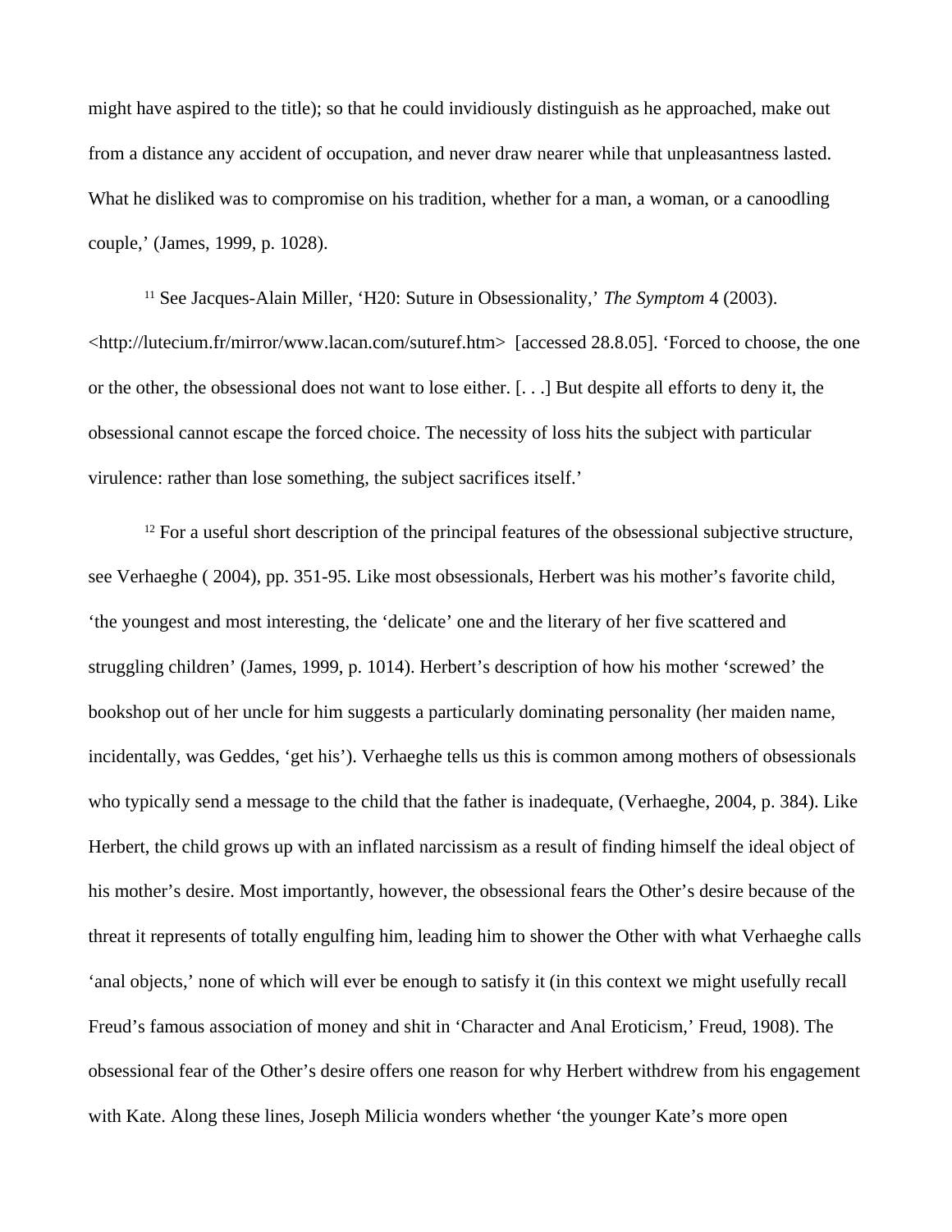might have aspired to the title); so that he could invidiously distinguish as he approached, make out from a distance any accident of occupation, and never draw nearer while that unpleasantness lasted. What he disliked was to compromise on his tradition, whether for a man, a woman, or a canoodling couple,' (James, 1999, p. 1028).

[11] See Jacques-Alain Miller, 'H20: Suture in Obsessionality,' *The Symptom* 4 (2003). <http://lutecium.fr/mirror/www.lacan.com/suturef.htm> [accessed 28.8.05]. 'Forced to choose, the one or the other, the obsessional does not want to lose either. [. . .] But despite all efforts to deny it, the obsessional cannot escape the forced choice. The necessity of loss hits the subject with particular virulence: rather than lose something, the subject sacrifices itself.'

[12] For a useful short description of the principal features of the obsessional subjective structure, see Verhaeghe ( 2004), pp. 351-95. Like most obsessionals, Herbert was his mother's favorite child, 'the youngest and most interesting, the 'delicate' one and the literary of her five scattered and struggling children' (James, 1999, p. 1014). Herbert's description of how his mother 'screwed' the bookshop out of her uncle for him suggests a particularly dominating personality (her maiden name, incidentally, was Geddes, 'get his'). Verhaeghe tells us this is common among mothers of obsessionals who typically send a message to the child that the father is inadequate, (Verhaeghe, 2004, p. 384). Like Herbert, the child grows up with an inflated narcissism as a result of finding himself the ideal object of his mother's desire. Most importantly, however, the obsessional fears the Other's desire because of the threat it represents of totally engulfing him, leading him to shower the Other with what Verhaeghe calls 'anal objects,' none of which will ever be enough to satisfy it (in this context we might usefully recall Freud's famous association of money and shit in 'Character and Anal Eroticism,' Freud, 1908). The obsessional fear of the Other's desire offers one reason for why Herbert withdrew from his engagement with Kate. Along these lines, Joseph Milicia wonders whether 'the younger Kate's more open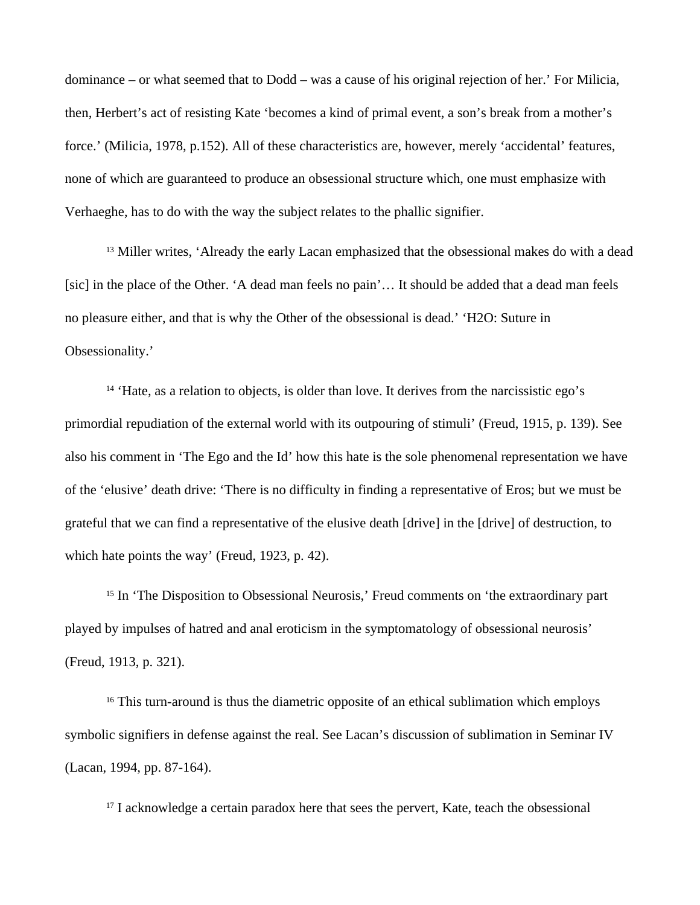dominance – or what seemed that to Dodd – was a cause of his original rejection of her.' For Milicia, then, Herbert's act of resisting Kate 'becomes a kind of primal event, a son's break from a mother's force.' (Milicia, 1978, p.152). All of these characteristics are, however, merely 'accidental' features, none of which are guaranteed to produce an obsessional structure which, one must emphasize with Verhaeghe, has to do with the way the subject relates to the phallic signifier.

[13] Miller writes, 'Already the early Lacan emphasized that the obsessional makes do with a dead [sic] in the place of the Other. 'A dead man feels no pain'… It should be added that a dead man feels no pleasure either, and that is why the Other of the obsessional is dead.' 'H2O: Suture in Obsessionality.'

[14] 'Hate, as a relation to objects, is older than love. It derives from the narcissistic ego's primordial repudiation of the external world with its outpouring of stimuli' (Freud, 1915, p. 139). See also his comment in 'The Ego and the Id' how this hate is the sole phenomenal representation we have of the 'elusive' death drive: 'There is no difficulty in finding a representative of Eros; but we must be grateful that we can find a representative of the elusive death [drive] in the [drive] of destruction, to which hate points the way' (Freud, 1923, p. 42).

[15] In 'The Disposition to Obsessional Neurosis,' Freud comments on 'the extraordinary part played by impulses of hatred and anal eroticism in the symptomatology of obsessional neurosis' (Freud, 1913, p. 321).

[16] This turn-around is thus the diametric opposite of an ethical sublimation which employs symbolic signifiers in defense against the real. See Lacan's discussion of sublimation in Seminar IV (Lacan, 1994, pp. 87-164).

[17] I acknowledge a certain paradox here that sees the pervert, Kate, teach the obsessional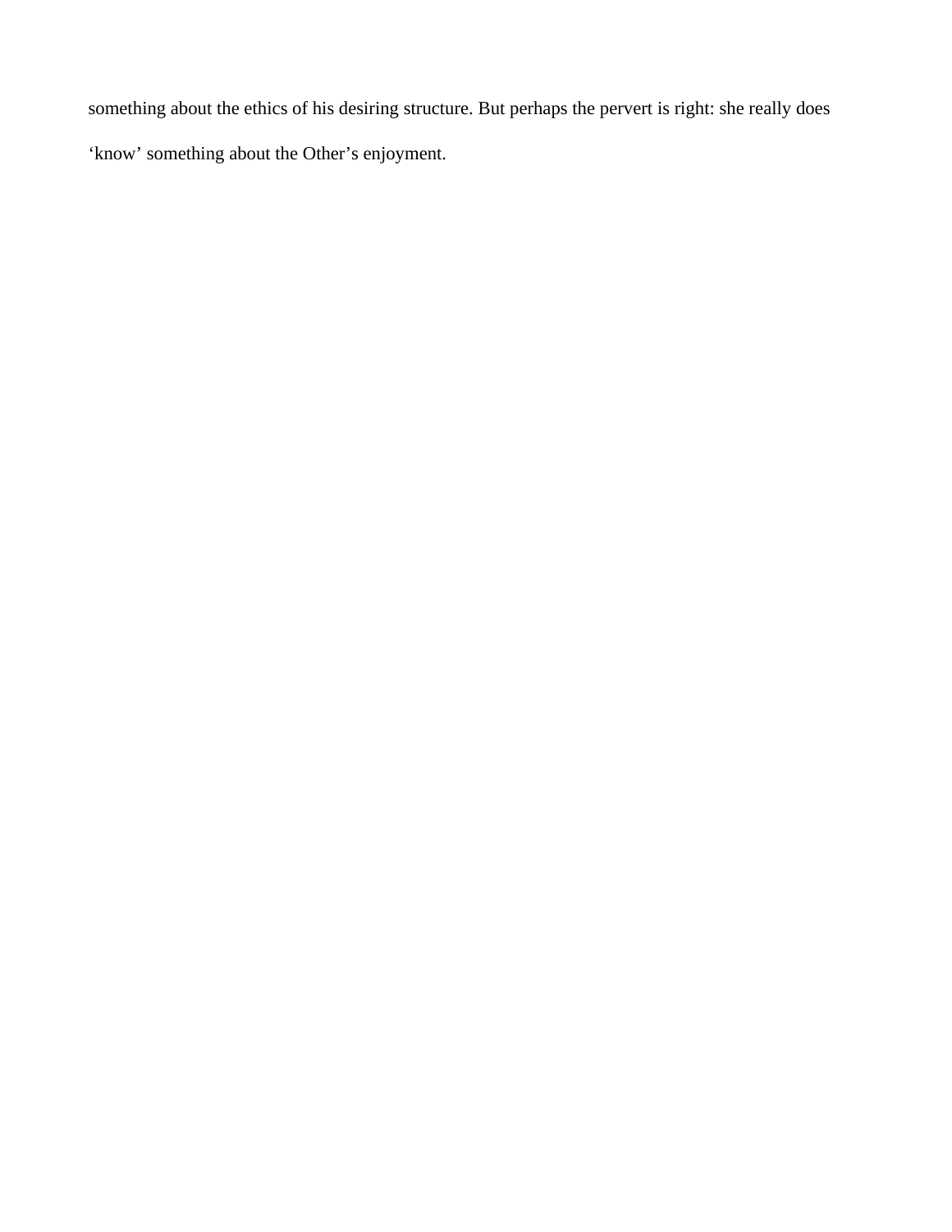something about the ethics of his desiring structure. But perhaps the pervert is right: she really does ‘know’ something about the Other’s enjoyment.